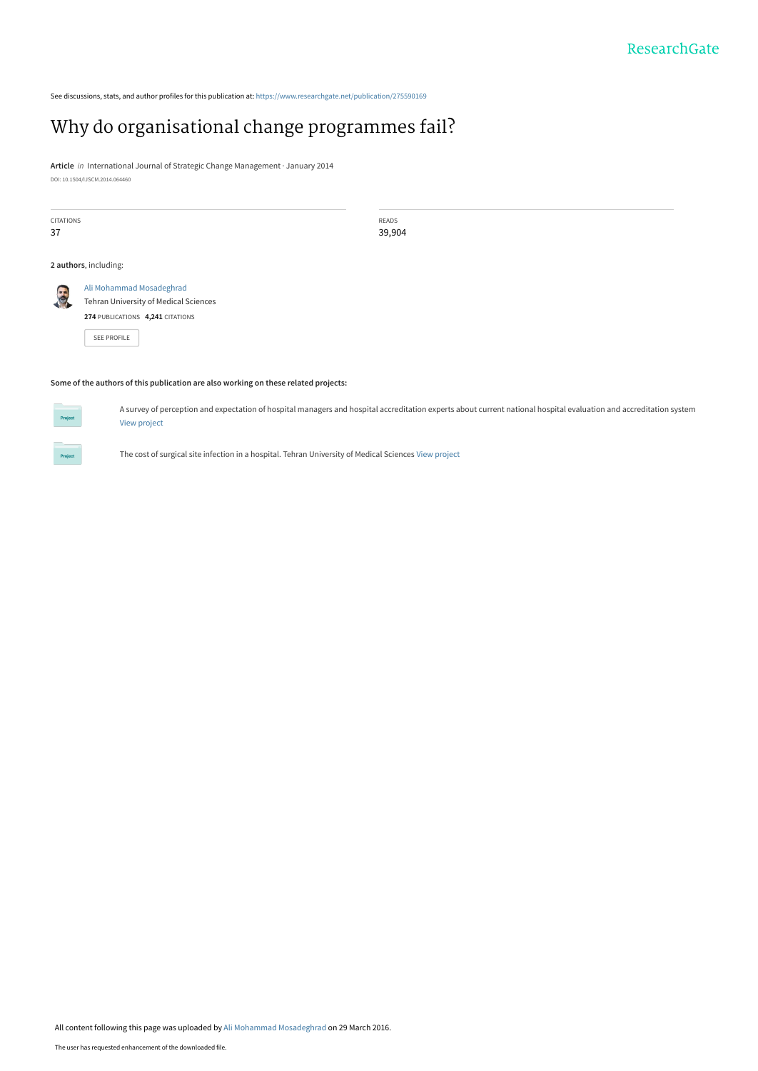See discussions, stats, and author profiles for this publication at: https://www.researchgate.net/publication/275590169

# Why do organisational change programmes fail?

**Article** *in* International Journal of Strategic Change Management · January 2014

DOI: 10.1504/IJSCM.2014.064460

| CITATIONS | READS |
| --- | --- |
| 37 | 39,904 |

**2 authors**, including:

Ali Mohammad Mosadeghrad
Tehran University of Medical Sciences
**274** PUBLICATIONS **4,241** CITATIONS

SEE PROFILE

**Some of the authors of this publication are also working on these related projects:**

A survey of perception and expectation of hospital managers and hospital accreditation experts about current national hospital evaluation and accreditation system View project

The cost of surgical site infection in a hospital. Tehran University of Medical Sciences View project

All content following this page was uploaded by Ali Mohammad Mosadeghrad on 29 March 2016.

The user has requested enhancement of the downloaded file.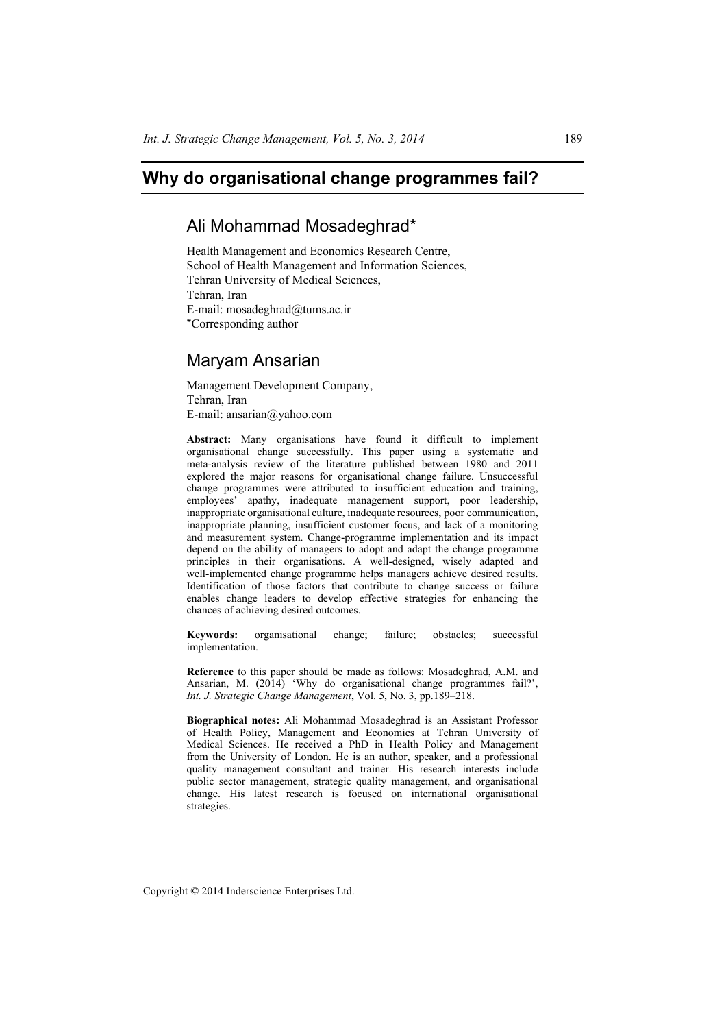# Why do organisational change programmes fail?

## Ali Mohammad Mosadeghrad*

Health Management and Economics Research Centre,
School of Health Management and Information Sciences,
Tehran University of Medical Sciences,
Tehran, Iran
E-mail: mosadeghrad@tums.ac.ir
*Corresponding author

## Maryam Ansarian

Management Development Company,
Tehran, Iran
E-mail: ansarian@yahoo.com

**Abstract:** Many organisations have found it difficult to implement organisational change successfully. This paper using a systematic and meta-analysis review of the literature published between 1980 and 2011 explored the major reasons for organisational change failure. Unsuccessful change programmes were attributed to insufficient education and training, employees' apathy, inadequate management support, poor leadership, inappropriate organisational culture, inadequate resources, poor communication, inappropriate planning, insufficient customer focus, and lack of a monitoring and measurement system. Change-programme implementation and its impact depend on the ability of managers to adopt and adapt the change programme principles in their organisations. A well-designed, wisely adapted and well-implemented change programme helps managers achieve desired results. Identification of those factors that contribute to change success or failure enables change leaders to develop effective strategies for enhancing the chances of achieving desired outcomes.

**Keywords:** organisational change; failure; obstacles; successful implementation.

**Reference** to this paper should be made as follows: Mosadeghrad, A.M. and Ansarian, M. (2014) 'Why do organisational change programmes fail?', *Int. J. Strategic Change Management*, Vol. 5, No. 3, pp.189–218.

**Biographical notes:** Ali Mohammad Mosadeghrad is an Assistant Professor of Health Policy, Management and Economics at Tehran University of Medical Sciences. He received a PhD in Health Policy and Management from the University of London. He is an author, speaker, and a professional quality management consultant and trainer. His research interests include public sector management, strategic quality management, and organisational change. His latest research is focused on international organisational strategies.

Copyright © 2014 Inderscience Enterprises Ltd.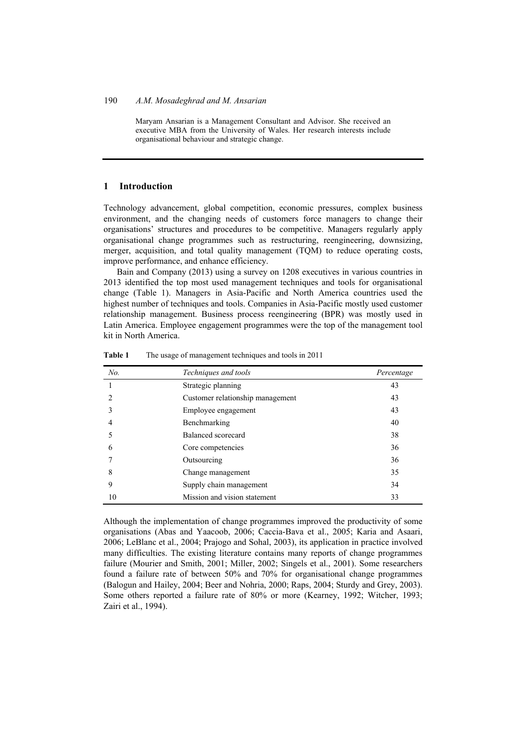Maryam Ansarian is a Management Consultant and Advisor. She received an executive MBA from the University of Wales. Her research interests include organisational behaviour and strategic change.

## 1 Introduction

Technology advancement, global competition, economic pressures, complex business environment, and the changing needs of customers force managers to change their organisations' structures and procedures to be competitive. Managers regularly apply organisational change programmes such as restructuring, reengineering, downsizing, merger, acquisition, and total quality management (TQM) to reduce operating costs, improve performance, and enhance efficiency.

Bain and Company (2013) using a survey on 1208 executives in various countries in 2013 identified the top most used management techniques and tools for organisational change (Table 1). Managers in Asia-Pacific and North America countries used the highest number of techniques and tools. Companies in Asia-Pacific mostly used customer relationship management. Business process reengineering (BPR) was mostly used in Latin America. Employee engagement programmes were the top of the management tool kit in North America.

**Table 1** The usage of management techniques and tools in 2011

| *No.* | *Techniques and tools* | *Percentage* |
|---|---|---|
| 1 | Strategic planning | 43 |
| 2 | Customer relationship management | 43 |
| 3 | Employee engagement | 43 |
| 4 | Benchmarking | 40 |
| 5 | Balanced scorecard | 38 |
| 6 | Core competencies | 36 |
| 7 | Outsourcing | 36 |
| 8 | Change management | 35 |
| 9 | Supply chain management | 34 |
| 10 | Mission and vision statement | 33 |

Although the implementation of change programmes improved the productivity of some organisations (Abas and Yaacoob, 2006; Caccia-Bava et al., 2005; Karia and Asaari, 2006; LeBlanc et al., 2004; Prajogo and Sohal, 2003), its application in practice involved many difficulties. The existing literature contains many reports of change programmes failure (Mourier and Smith, 2001; Miller, 2002; Singels et al., 2001). Some researchers found a failure rate of between 50% and 70% for organisational change programmes (Balogun and Hailey, 2004; Beer and Nohria, 2000; Raps, 2004; Sturdy and Grey, 2003). Some others reported a failure rate of 80% or more (Kearney, 1992; Witcher, 1993; Zairi et al., 1994).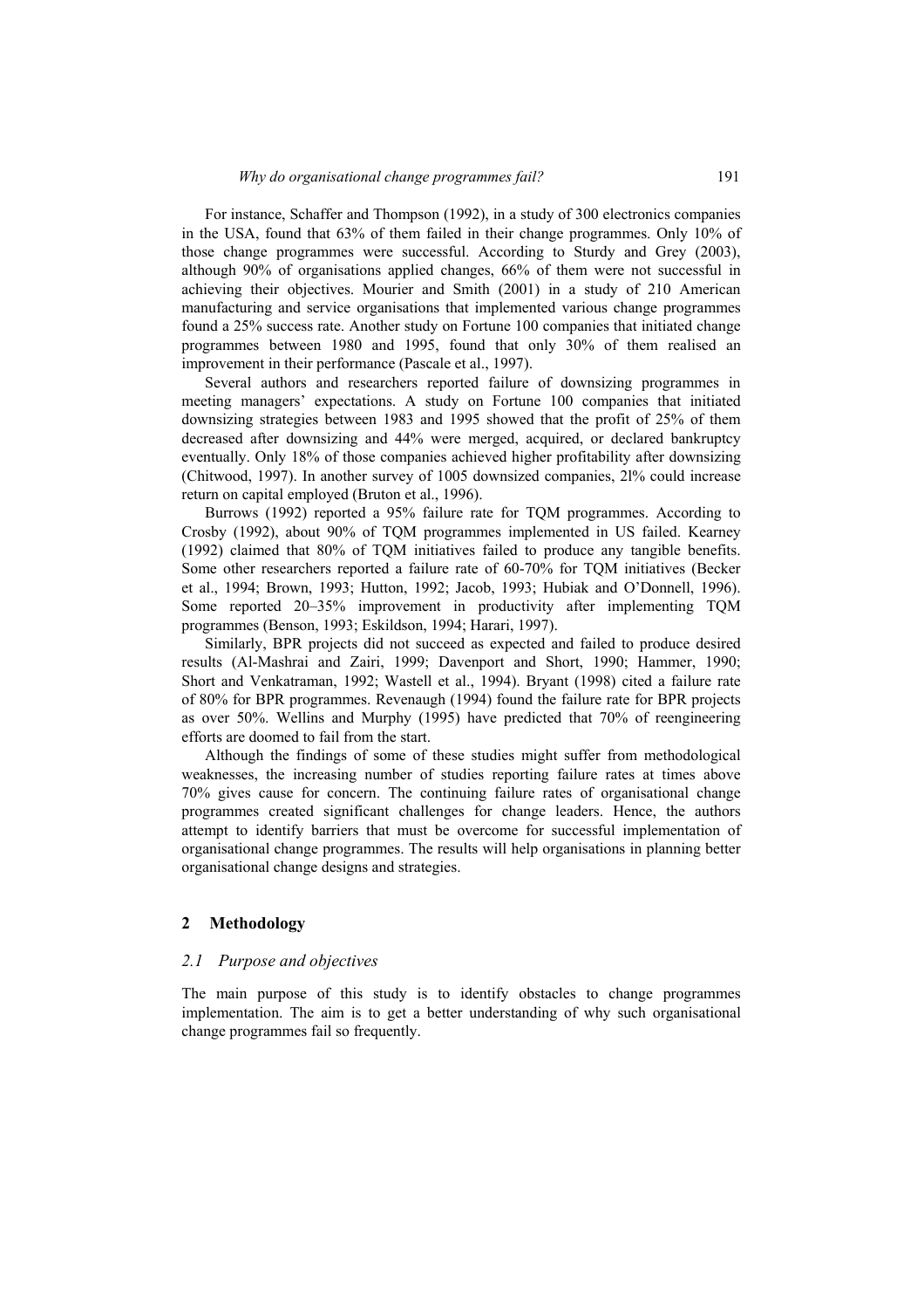For instance, Schaffer and Thompson (1992), in a study of 300 electronics companies in the USA, found that 63% of them failed in their change programmes. Only 10% of those change programmes were successful. According to Sturdy and Grey (2003), although 90% of organisations applied changes, 66% of them were not successful in achieving their objectives. Mourier and Smith (2001) in a study of 210 American manufacturing and service organisations that implemented various change programmes found a 25% success rate. Another study on Fortune 100 companies that initiated change programmes between 1980 and 1995, found that only 30% of them realised an improvement in their performance (Pascale et al., 1997).

Several authors and researchers reported failure of downsizing programmes in meeting managers' expectations. A study on Fortune 100 companies that initiated downsizing strategies between 1983 and 1995 showed that the profit of 25% of them decreased after downsizing and 44% were merged, acquired, or declared bankruptcy eventually. Only 18% of those companies achieved higher profitability after downsizing (Chitwood, 1997). In another survey of 1005 downsized companies, 2l% could increase return on capital employed (Bruton et al., 1996).

Burrows (1992) reported a 95% failure rate for TQM programmes. According to Crosby (1992), about 90% of TQM programmes implemented in US failed. Kearney (1992) claimed that 80% of TQM initiatives failed to produce any tangible benefits. Some other researchers reported a failure rate of 60-70% for TQM initiatives (Becker et al., 1994; Brown, 1993; Hutton, 1992; Jacob, 1993; Hubiak and O'Donnell, 1996). Some reported 20–35% improvement in productivity after implementing TQM programmes (Benson, 1993; Eskildson, 1994; Harari, 1997).

Similarly, BPR projects did not succeed as expected and failed to produce desired results (Al-Mashrai and Zairi, 1999; Davenport and Short, 1990; Hammer, 1990; Short and Venkatraman, 1992; Wastell et al., 1994). Bryant (1998) cited a failure rate of 80% for BPR programmes. Revenaugh (1994) found the failure rate for BPR projects as over 50%. Wellins and Murphy (1995) have predicted that 70% of reengineering efforts are doomed to fail from the start.

Although the findings of some of these studies might suffer from methodological weaknesses, the increasing number of studies reporting failure rates at times above 70% gives cause for concern. The continuing failure rates of organisational change programmes created significant challenges for change leaders. Hence, the authors attempt to identify barriers that must be overcome for successful implementation of organisational change programmes. The results will help organisations in planning better organisational change designs and strategies.

## 2 Methodology

### *2.1 Purpose and objectives*

The main purpose of this study is to identify obstacles to change programmes implementation. The aim is to get a better understanding of why such organisational change programmes fail so frequently.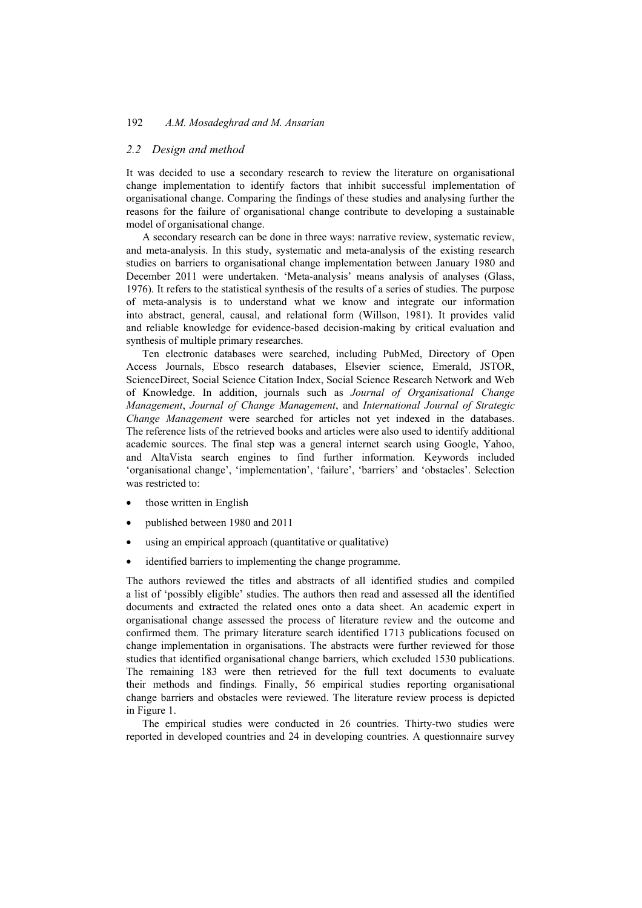### 2.2 Design and method

It was decided to use a secondary research to review the literature on organisational change implementation to identify factors that inhibit successful implementation of organisational change. Comparing the findings of these studies and analysing further the reasons for the failure of organisational change contribute to developing a sustainable model of organisational change.

A secondary research can be done in three ways: narrative review, systematic review, and meta-analysis. In this study, systematic and meta-analysis of the existing research studies on barriers to organisational change implementation between January 1980 and December 2011 were undertaken. 'Meta-analysis' means analysis of analyses (Glass, 1976). It refers to the statistical synthesis of the results of a series of studies. The purpose of meta-analysis is to understand what we know and integrate our information into abstract, general, causal, and relational form (Willson, 1981). It provides valid and reliable knowledge for evidence-based decision-making by critical evaluation and synthesis of multiple primary researches.

Ten electronic databases were searched, including PubMed, Directory of Open Access Journals, Ebsco research databases, Elsevier science, Emerald, JSTOR, ScienceDirect, Social Science Citation Index, Social Science Research Network and Web of Knowledge. In addition, journals such as *Journal of Organisational Change Management*, *Journal of Change Management*, and *International Journal of Strategic Change Management* were searched for articles not yet indexed in the databases. The reference lists of the retrieved books and articles were also used to identify additional academic sources. The final step was a general internet search using Google, Yahoo, and AltaVista search engines to find further information. Keywords included 'organisational change', 'implementation', 'failure', 'barriers' and 'obstacles'. Selection was restricted to:

- those written in English
- published between 1980 and 2011
- using an empirical approach (quantitative or qualitative)
- identified barriers to implementing the change programme.

The authors reviewed the titles and abstracts of all identified studies and compiled a list of 'possibly eligible' studies. The authors then read and assessed all the identified documents and extracted the related ones onto a data sheet. An academic expert in organisational change assessed the process of literature review and the outcome and confirmed them. The primary literature search identified 1713 publications focused on change implementation in organisations. The abstracts were further reviewed for those studies that identified organisational change barriers, which excluded 1530 publications. The remaining 183 were then retrieved for the full text documents to evaluate their methods and findings. Finally, 56 empirical studies reporting organisational change barriers and obstacles were reviewed. The literature review process is depicted in Figure 1.

The empirical studies were conducted in 26 countries. Thirty-two studies were reported in developed countries and 24 in developing countries. A questionnaire survey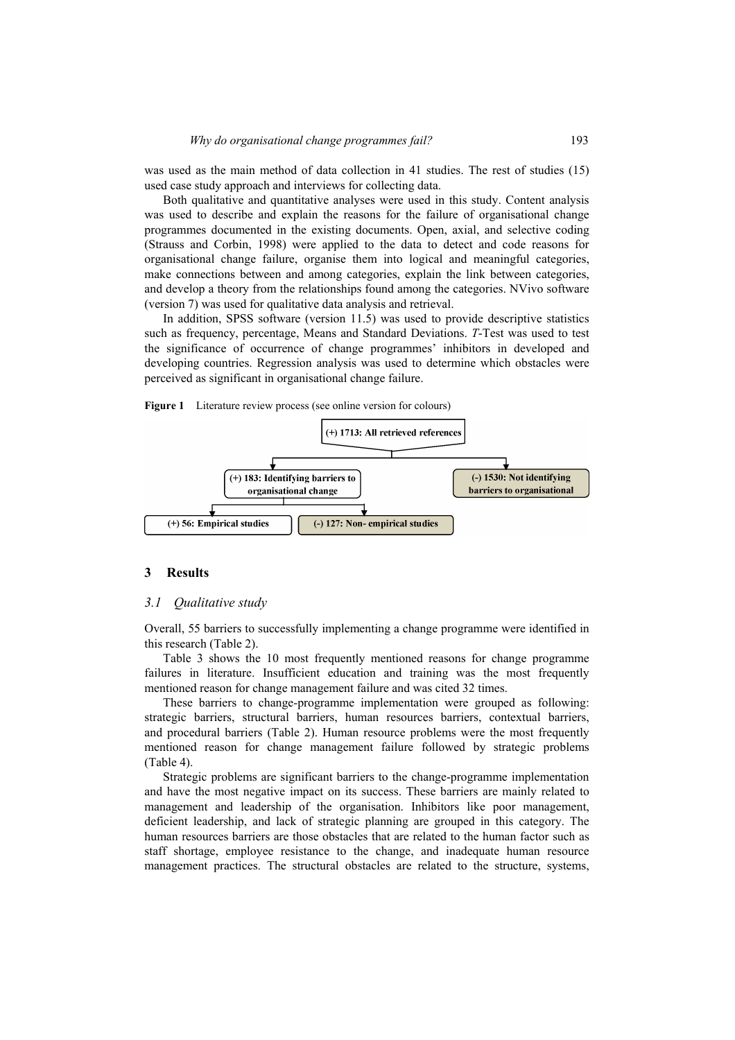was used as the main method of data collection in 41 studies. The rest of studies (15) used case study approach and interviews for collecting data.

Both qualitative and quantitative analyses were used in this study. Content analysis was used to describe and explain the reasons for the failure of organisational change programmes documented in the existing documents. Open, axial, and selective coding (Strauss and Corbin, 1998) were applied to the data to detect and code reasons for organisational change failure, organise them into logical and meaningful categories, make connections between and among categories, explain the link between categories, and develop a theory from the relationships found among the categories. NVivo software (version 7) was used for qualitative data analysis and retrieval.

In addition, SPSS software (version 11.5) was used to provide descriptive statistics such as frequency, percentage, Means and Standard Deviations. *T*-Test was used to test the significance of occurrence of change programmes' inhibitors in developed and developing countries. Regression analysis was used to determine which obstacles were perceived as significant in organisational change failure.

**Figure 1** Literature review process (see online version for colours)

(+) 1713: All retrieved references

(+) 183: Identifying barriers to organisational change

(-) 1530: Not identifying barriers to organisational

(+) 56: Empirical studies

(-) 127: Non- empirical studies

## 3 Results

### 3.1 Qualitative study

Overall, 55 barriers to successfully implementing a change programme were identified in this research (Table 2).

Table 3 shows the 10 most frequently mentioned reasons for change programme failures in literature. Insufficient education and training was the most frequently mentioned reason for change management failure and was cited 32 times.

These barriers to change-programme implementation were grouped as following: strategic barriers, structural barriers, human resources barriers, contextual barriers, and procedural barriers (Table 2). Human resource problems were the most frequently mentioned reason for change management failure followed by strategic problems (Table 4).

Strategic problems are significant barriers to the change-programme implementation and have the most negative impact on its success. These barriers are mainly related to management and leadership of the organisation. Inhibitors like poor management, deficient leadership, and lack of strategic planning are grouped in this category. The human resources barriers are those obstacles that are related to the human factor such as staff shortage, employee resistance to the change, and inadequate human resource management practices. The structural obstacles are related to the structure, systems,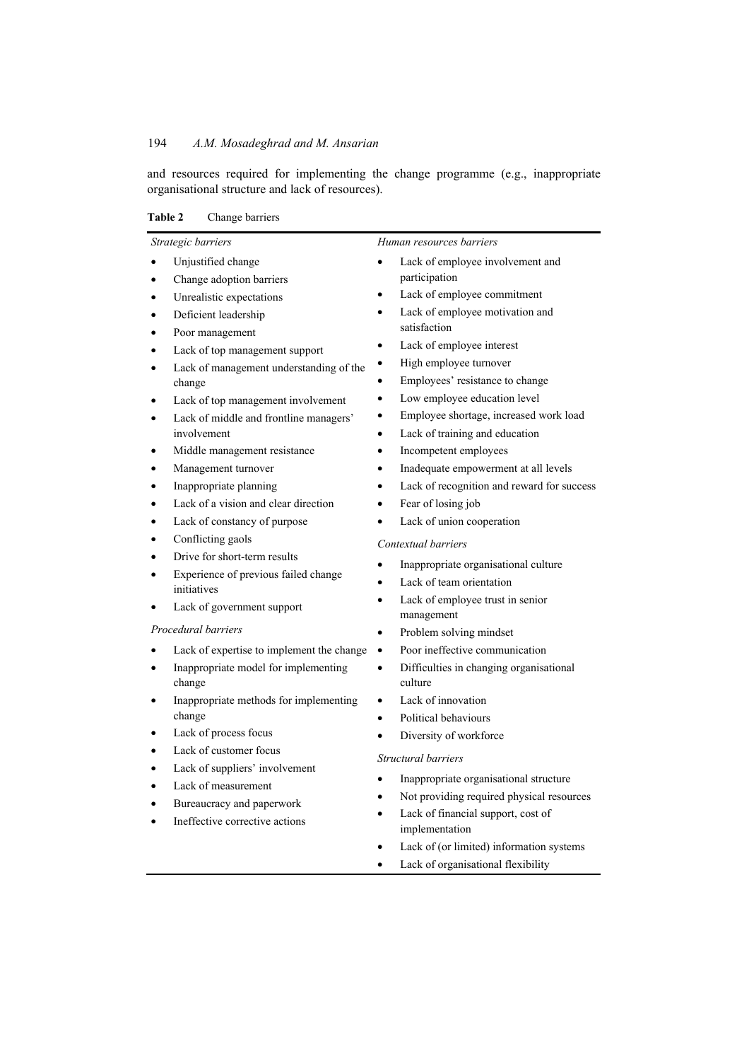and resources required for implementing the change programme (e.g., inappropriate organisational structure and lack of resources).

**Table 2** Change barriers

*Strategic barriers*

- Unjustified change
- Change adoption barriers
- Unrealistic expectations
- Deficient leadership
- Poor management
- Lack of top management support
- Lack of management understanding of the change
- Lack of top management involvement
- Lack of middle and frontline managers' involvement
- Middle management resistance
- Management turnover
- Inappropriate planning
- Lack of a vision and clear direction
- Lack of constancy of purpose
- Conflicting gaols
- Drive for short-term results
- Experience of previous failed change initiatives
- Lack of government support

*Procedural barriers*

- Lack of expertise to implement the change
- Inappropriate model for implementing change
- Inappropriate methods for implementing change
- Lack of process focus
- Lack of customer focus
- Lack of suppliers' involvement
- Lack of measurement
- Bureaucracy and paperwork
- Ineffective corrective actions

*Human resources barriers*

- Lack of employee involvement and participation
- Lack of employee commitment
- Lack of employee motivation and satisfaction
- Lack of employee interest
- High employee turnover
- Employees' resistance to change
- Low employee education level
- Employee shortage, increased work load
- Lack of training and education
- Incompetent employees
- Inadequate empowerment at all levels
- Lack of recognition and reward for success
- Fear of losing job
- Lack of union cooperation

*Contextual barriers*

- Inappropriate organisational culture
- Lack of team orientation
- Lack of employee trust in senior management
- Problem solving mindset
- Poor ineffective communication
- Difficulties in changing organisational culture
- Lack of innovation
- Political behaviours
- Diversity of workforce

*Structural barriers*

- Inappropriate organisational structure
- Not providing required physical resources
- Lack of financial support, cost of implementation
- Lack of (or limited) information systems
- Lack of organisational flexibility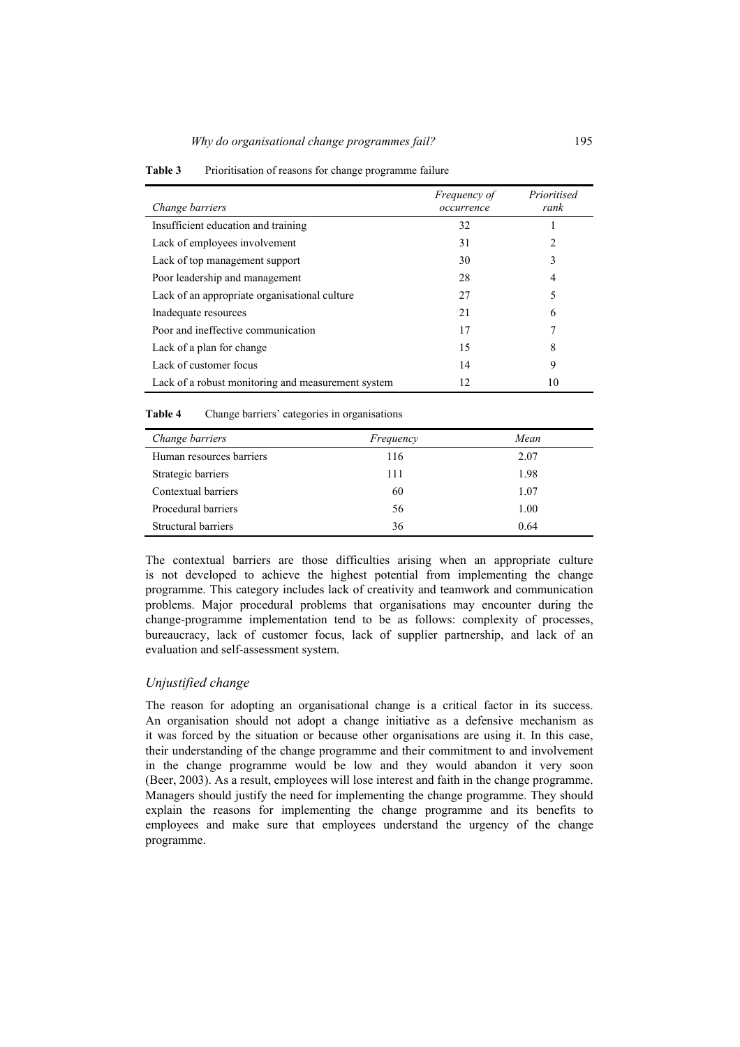**Table 3** Prioritisation of reasons for change programme failure

| *Change barriers* | *Frequency of occurrence* | *Prioritised rank* |
|---|---|---|
| Insufficient education and training | 32 | 1 |
| Lack of employees involvement | 31 | 2 |
| Lack of top management support | 30 | 3 |
| Poor leadership and management | 28 | 4 |
| Lack of an appropriate organisational culture | 27 | 5 |
| Inadequate resources | 21 | 6 |
| Poor and ineffective communication | 17 | 7 |
| Lack of a plan for change | 15 | 8 |
| Lack of customer focus | 14 | 9 |
| Lack of a robust monitoring and measurement system | 12 | 10 |

**Table 4** Change barriers' categories in organisations

| *Change barriers* | *Frequency* | *Mean* |
|---|---|---|
| Human resources barriers | 116 | 2.07 |
| Strategic barriers | 111 | 1.98 |
| Contextual barriers | 60 | 1.07 |
| Procedural barriers | 56 | 1.00 |
| Structural barriers | 36 | 0.64 |

The contextual barriers are those difficulties arising when an appropriate culture is not developed to achieve the highest potential from implementing the change programme. This category includes lack of creativity and teamwork and communication problems. Major procedural problems that organisations may encounter during the change-programme implementation tend to be as follows: complexity of processes, bureaucracy, lack of customer focus, lack of supplier partnership, and lack of an evaluation and self-assessment system.

### *Unjustified change*

The reason for adopting an organisational change is a critical factor in its success. An organisation should not adopt a change initiative as a defensive mechanism as it was forced by the situation or because other organisations are using it. In this case, their understanding of the change programme and their commitment to and involvement in the change programme would be low and they would abandon it very soon (Beer, 2003). As a result, employees will lose interest and faith in the change programme. Managers should justify the need for implementing the change programme. They should explain the reasons for implementing the change programme and its benefits to employees and make sure that employees understand the urgency of the change programme.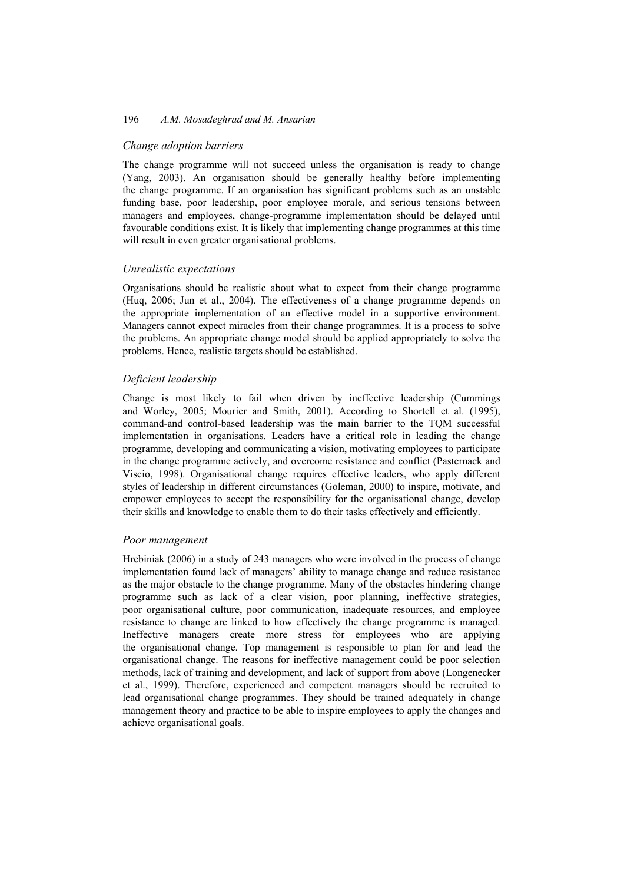### *Change adoption barriers*

The change programme will not succeed unless the organisation is ready to change (Yang, 2003). An organisation should be generally healthy before implementing the change programme. If an organisation has significant problems such as an unstable funding base, poor leadership, poor employee morale, and serious tensions between managers and employees, change-programme implementation should be delayed until favourable conditions exist. It is likely that implementing change programmes at this time will result in even greater organisational problems.

### *Unrealistic expectations*

Organisations should be realistic about what to expect from their change programme (Huq, 2006; Jun et al., 2004). The effectiveness of a change programme depends on the appropriate implementation of an effective model in a supportive environment. Managers cannot expect miracles from their change programmes. It is a process to solve the problems. An appropriate change model should be applied appropriately to solve the problems. Hence, realistic targets should be established.

### *Deficient leadership*

Change is most likely to fail when driven by ineffective leadership (Cummings and Worley, 2005; Mourier and Smith, 2001). According to Shortell et al. (1995), command-and control-based leadership was the main barrier to the TQM successful implementation in organisations. Leaders have a critical role in leading the change programme, developing and communicating a vision, motivating employees to participate in the change programme actively, and overcome resistance and conflict (Pasternack and Viscio, 1998). Organisational change requires effective leaders, who apply different styles of leadership in different circumstances (Goleman, 2000) to inspire, motivate, and empower employees to accept the responsibility for the organisational change, develop their skills and knowledge to enable them to do their tasks effectively and efficiently.

### *Poor management*

Hrebiniak (2006) in a study of 243 managers who were involved in the process of change implementation found lack of managers' ability to manage change and reduce resistance as the major obstacle to the change programme. Many of the obstacles hindering change programme such as lack of a clear vision, poor planning, ineffective strategies, poor organisational culture, poor communication, inadequate resources, and employee resistance to change are linked to how effectively the change programme is managed. Ineffective managers create more stress for employees who are applying the organisational change. Top management is responsible to plan for and lead the organisational change. The reasons for ineffective management could be poor selection methods, lack of training and development, and lack of support from above (Longenecker et al., 1999). Therefore, experienced and competent managers should be recruited to lead organisational change programmes. They should be trained adequately in change management theory and practice to be able to inspire employees to apply the changes and achieve organisational goals.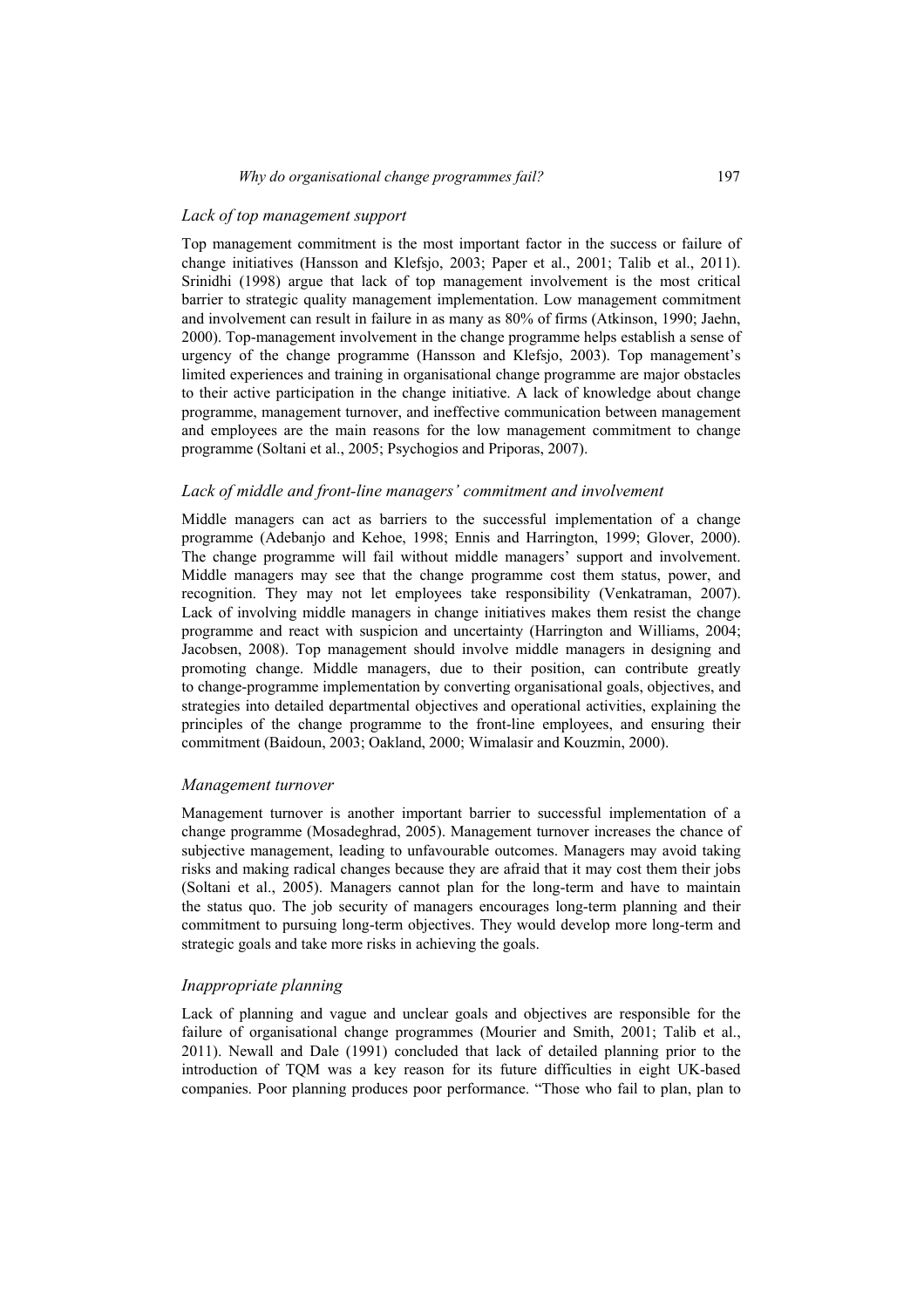### *Lack of top management support*

Top management commitment is the most important factor in the success or failure of change initiatives (Hansson and Klefsjo, 2003; Paper et al., 2001; Talib et al., 2011). Srinidhi (1998) argue that lack of top management involvement is the most critical barrier to strategic quality management implementation. Low management commitment and involvement can result in failure in as many as 80% of firms (Atkinson, 1990; Jaehn, 2000). Top-management involvement in the change programme helps establish a sense of urgency of the change programme (Hansson and Klefsjo, 2003). Top management's limited experiences and training in organisational change programme are major obstacles to their active participation in the change initiative. A lack of knowledge about change programme, management turnover, and ineffective communication between management and employees are the main reasons for the low management commitment to change programme (Soltani et al., 2005; Psychogios and Priporas, 2007).

### *Lack of middle and front-line managers' commitment and involvement*

Middle managers can act as barriers to the successful implementation of a change programme (Adebanjo and Kehoe, 1998; Ennis and Harrington, 1999; Glover, 2000). The change programme will fail without middle managers' support and involvement. Middle managers may see that the change programme cost them status, power, and recognition. They may not let employees take responsibility (Venkatraman, 2007). Lack of involving middle managers in change initiatives makes them resist the change programme and react with suspicion and uncertainty (Harrington and Williams, 2004; Jacobsen, 2008). Top management should involve middle managers in designing and promoting change. Middle managers, due to their position, can contribute greatly to change-programme implementation by converting organisational goals, objectives, and strategies into detailed departmental objectives and operational activities, explaining the principles of the change programme to the front-line employees, and ensuring their commitment (Baidoun, 2003; Oakland, 2000; Wimalasir and Kouzmin, 2000).

### *Management turnover*

Management turnover is another important barrier to successful implementation of a change programme (Mosadeghrad, 2005). Management turnover increases the chance of subjective management, leading to unfavourable outcomes. Managers may avoid taking risks and making radical changes because they are afraid that it may cost them their jobs (Soltani et al., 2005). Managers cannot plan for the long-term and have to maintain the status quo. The job security of managers encourages long-term planning and their commitment to pursuing long-term objectives. They would develop more long-term and strategic goals and take more risks in achieving the goals.

### *Inappropriate planning*

Lack of planning and vague and unclear goals and objectives are responsible for the failure of organisational change programmes (Mourier and Smith, 2001; Talib et al., 2011). Newall and Dale (1991) concluded that lack of detailed planning prior to the introduction of TQM was a key reason for its future difficulties in eight UK-based companies. Poor planning produces poor performance. "Those who fail to plan, plan to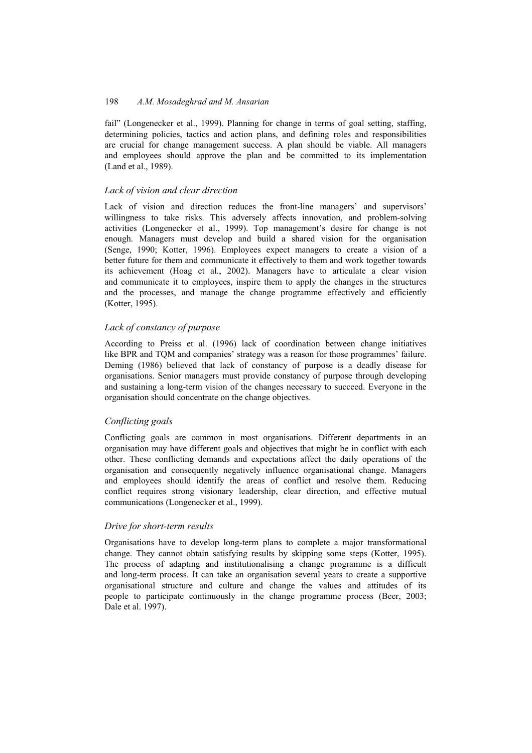fail" (Longenecker et al., 1999). Planning for change in terms of goal setting, staffing, determining policies, tactics and action plans, and defining roles and responsibilities are crucial for change management success. A plan should be viable. All managers and employees should approve the plan and be committed to its implementation (Land et al., 1989).

### *Lack of vision and clear direction*

Lack of vision and direction reduces the front-line managers' and supervisors' willingness to take risks. This adversely affects innovation, and problem-solving activities (Longenecker et al., 1999). Top management's desire for change is not enough. Managers must develop and build a shared vision for the organisation (Senge, 1990; Kotter, 1996). Employees expect managers to create a vision of a better future for them and communicate it effectively to them and work together towards its achievement (Hoag et al., 2002). Managers have to articulate a clear vision and communicate it to employees, inspire them to apply the changes in the structures and the processes, and manage the change programme effectively and efficiently (Kotter, 1995).

### *Lack of constancy of purpose*

According to Preiss et al. (1996) lack of coordination between change initiatives like BPR and TQM and companies' strategy was a reason for those programmes' failure. Deming (1986) believed that lack of constancy of purpose is a deadly disease for organisations. Senior managers must provide constancy of purpose through developing and sustaining a long-term vision of the changes necessary to succeed. Everyone in the organisation should concentrate on the change objectives.

### *Conflicting goals*

Conflicting goals are common in most organisations. Different departments in an organisation may have different goals and objectives that might be in conflict with each other. These conflicting demands and expectations affect the daily operations of the organisation and consequently negatively influence organisational change. Managers and employees should identify the areas of conflict and resolve them. Reducing conflict requires strong visionary leadership, clear direction, and effective mutual communications (Longenecker et al., 1999).

### *Drive for short-term results*

Organisations have to develop long-term plans to complete a major transformational change. They cannot obtain satisfying results by skipping some steps (Kotter, 1995). The process of adapting and institutionalising a change programme is a difficult and long-term process. It can take an organisation several years to create a supportive organisational structure and culture and change the values and attitudes of its people to participate continuously in the change programme process (Beer, 2003; Dale et al. 1997).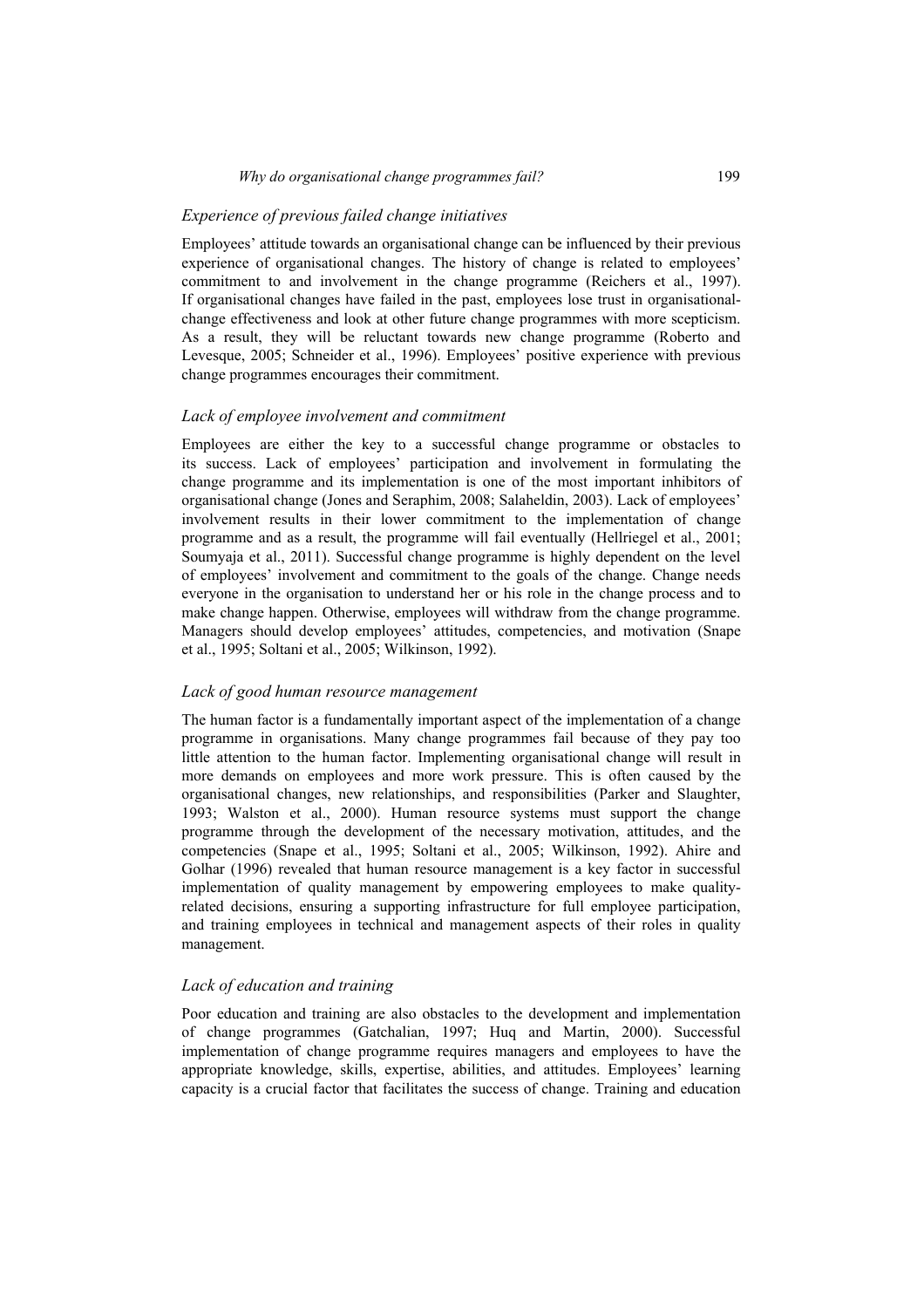### *Experience of previous failed change initiatives*

Employees' attitude towards an organisational change can be influenced by their previous experience of organisational changes. The history of change is related to employees' commitment to and involvement in the change programme (Reichers et al., 1997). If organisational changes have failed in the past, employees lose trust in organisational-change effectiveness and look at other future change programmes with more scepticism. As a result, they will be reluctant towards new change programme (Roberto and Levesque, 2005; Schneider et al., 1996). Employees' positive experience with previous change programmes encourages their commitment.

### *Lack of employee involvement and commitment*

Employees are either the key to a successful change programme or obstacles to its success. Lack of employees' participation and involvement in formulating the change programme and its implementation is one of the most important inhibitors of organisational change (Jones and Seraphim, 2008; Salaheldin, 2003). Lack of employees' involvement results in their lower commitment to the implementation of change programme and as a result, the programme will fail eventually (Hellriegel et al., 2001; Soumyaja et al., 2011). Successful change programme is highly dependent on the level of employees' involvement and commitment to the goals of the change. Change needs everyone in the organisation to understand her or his role in the change process and to make change happen. Otherwise, employees will withdraw from the change programme. Managers should develop employees' attitudes, competencies, and motivation (Snape et al., 1995; Soltani et al., 2005; Wilkinson, 1992).

### *Lack of good human resource management*

The human factor is a fundamentally important aspect of the implementation of a change programme in organisations. Many change programmes fail because of they pay too little attention to the human factor. Implementing organisational change will result in more demands on employees and more work pressure. This is often caused by the organisational changes, new relationships, and responsibilities (Parker and Slaughter, 1993; Walston et al., 2000). Human resource systems must support the change programme through the development of the necessary motivation, attitudes, and the competencies (Snape et al., 1995; Soltani et al., 2005; Wilkinson, 1992). Ahire and Golhar (1996) revealed that human resource management is a key factor in successful implementation of quality management by empowering employees to make quality-related decisions, ensuring a supporting infrastructure for full employee participation, and training employees in technical and management aspects of their roles in quality management.

### *Lack of education and training*

Poor education and training are also obstacles to the development and implementation of change programmes (Gatchalian, 1997; Huq and Martin, 2000). Successful implementation of change programme requires managers and employees to have the appropriate knowledge, skills, expertise, abilities, and attitudes. Employees' learning capacity is a crucial factor that facilitates the success of change. Training and education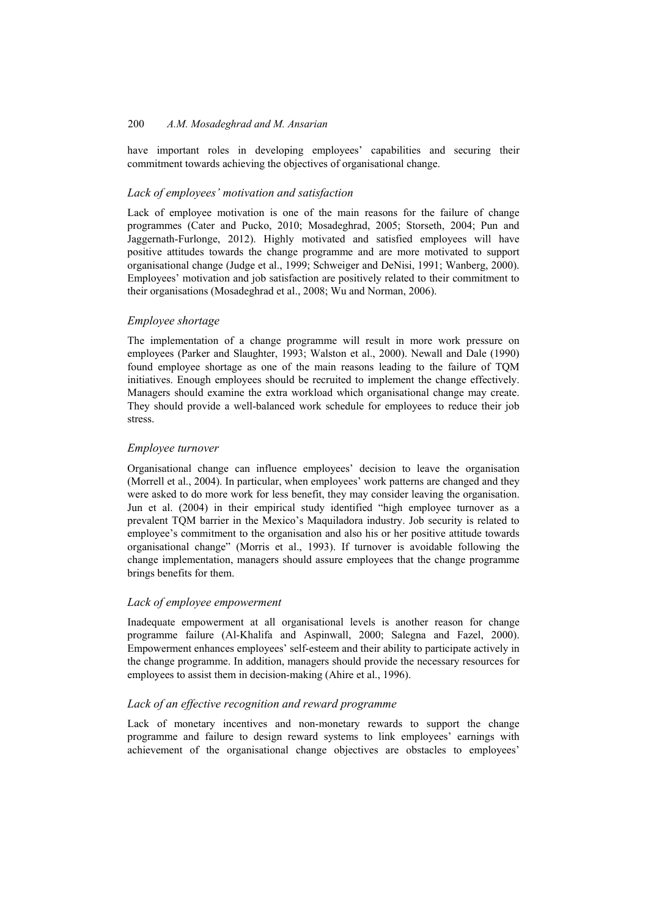have important roles in developing employees' capabilities and securing their commitment towards achieving the objectives of organisational change.

### *Lack of employees' motivation and satisfaction*

Lack of employee motivation is one of the main reasons for the failure of change programmes (Cater and Pucko, 2010; Mosadeghrad, 2005; Storseth, 2004; Pun and Jaggernath-Furlonge, 2012). Highly motivated and satisfied employees will have positive attitudes towards the change programme and are more motivated to support organisational change (Judge et al., 1999; Schweiger and DeNisi, 1991; Wanberg, 2000). Employees' motivation and job satisfaction are positively related to their commitment to their organisations (Mosadeghrad et al., 2008; Wu and Norman, 2006).

### *Employee shortage*

The implementation of a change programme will result in more work pressure on employees (Parker and Slaughter, 1993; Walston et al., 2000). Newall and Dale (1990) found employee shortage as one of the main reasons leading to the failure of TQM initiatives. Enough employees should be recruited to implement the change effectively. Managers should examine the extra workload which organisational change may create. They should provide a well-balanced work schedule for employees to reduce their job stress.

### *Employee turnover*

Organisational change can influence employees' decision to leave the organisation (Morrell et al., 2004). In particular, when employees' work patterns are changed and they were asked to do more work for less benefit, they may consider leaving the organisation. Jun et al. (2004) in their empirical study identified "high employee turnover as a prevalent TQM barrier in the Mexico's Maquiladora industry. Job security is related to employee's commitment to the organisation and also his or her positive attitude towards organisational change" (Morris et al., 1993). If turnover is avoidable following the change implementation, managers should assure employees that the change programme brings benefits for them.

### *Lack of employee empowerment*

Inadequate empowerment at all organisational levels is another reason for change programme failure (Al-Khalifa and Aspinwall, 2000; Salegna and Fazel, 2000). Empowerment enhances employees' self-esteem and their ability to participate actively in the change programme. In addition, managers should provide the necessary resources for employees to assist them in decision-making (Ahire et al., 1996).

### *Lack of an effective recognition and reward programme*

Lack of monetary incentives and non-monetary rewards to support the change programme and failure to design reward systems to link employees' earnings with achievement of the organisational change objectives are obstacles to employees'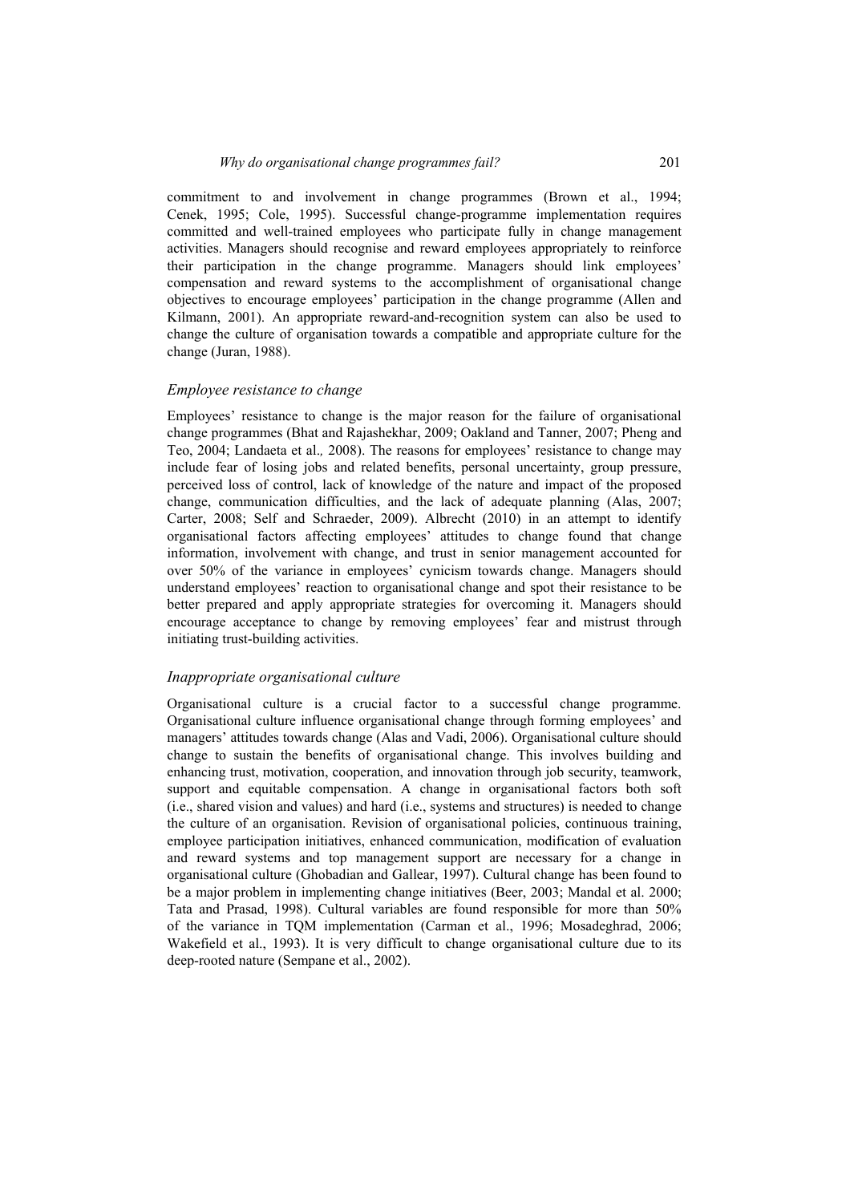commitment to and involvement in change programmes (Brown et al., 1994; Cenek, 1995; Cole, 1995). Successful change-programme implementation requires committed and well-trained employees who participate fully in change management activities. Managers should recognise and reward employees appropriately to reinforce their participation in the change programme. Managers should link employees' compensation and reward systems to the accomplishment of organisational change objectives to encourage employees' participation in the change programme (Allen and Kilmann, 2001). An appropriate reward-and-recognition system can also be used to change the culture of organisation towards a compatible and appropriate culture for the change (Juran, 1988).

### *Employee resistance to change*

Employees' resistance to change is the major reason for the failure of organisational change programmes (Bhat and Rajashekhar, 2009; Oakland and Tanner, 2007; Pheng and Teo, 2004; Landaeta et al*.,* 2008). The reasons for employees' resistance to change may include fear of losing jobs and related benefits, personal uncertainty, group pressure, perceived loss of control, lack of knowledge of the nature and impact of the proposed change, communication difficulties, and the lack of adequate planning (Alas, 2007; Carter, 2008; Self and Schraeder, 2009). Albrecht (2010) in an attempt to identify organisational factors affecting employees' attitudes to change found that change information, involvement with change, and trust in senior management accounted for over 50% of the variance in employees' cynicism towards change. Managers should understand employees' reaction to organisational change and spot their resistance to be better prepared and apply appropriate strategies for overcoming it. Managers should encourage acceptance to change by removing employees' fear and mistrust through initiating trust-building activities.

### *Inappropriate organisational culture*

Organisational culture is a crucial factor to a successful change programme. Organisational culture influence organisational change through forming employees' and managers' attitudes towards change (Alas and Vadi, 2006). Organisational culture should change to sustain the benefits of organisational change. This involves building and enhancing trust, motivation, cooperation, and innovation through job security, teamwork, support and equitable compensation. A change in organisational factors both soft (i.e., shared vision and values) and hard (i.e., systems and structures) is needed to change the culture of an organisation. Revision of organisational policies, continuous training, employee participation initiatives, enhanced communication, modification of evaluation and reward systems and top management support are necessary for a change in organisational culture (Ghobadian and Gallear, 1997). Cultural change has been found to be a major problem in implementing change initiatives (Beer, 2003; Mandal et al. 2000; Tata and Prasad, 1998). Cultural variables are found responsible for more than 50% of the variance in TQM implementation (Carman et al., 1996; Mosadeghrad, 2006; Wakefield et al., 1993). It is very difficult to change organisational culture due to its deep-rooted nature (Sempane et al., 2002).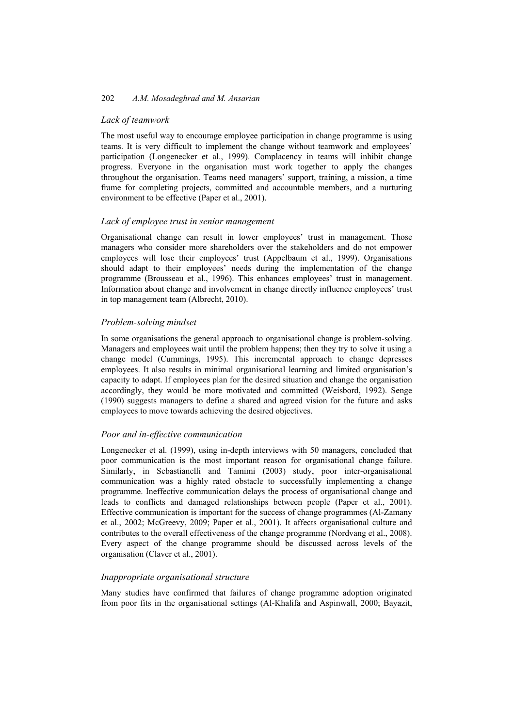### *Lack of teamwork*

The most useful way to encourage employee participation in change programme is using teams. It is very difficult to implement the change without teamwork and employees' participation (Longenecker et al., 1999). Complacency in teams will inhibit change progress. Everyone in the organisation must work together to apply the changes throughout the organisation. Teams need managers' support, training, a mission, a time frame for completing projects, committed and accountable members, and a nurturing environment to be effective (Paper et al., 2001).

### *Lack of employee trust in senior management*

Organisational change can result in lower employees' trust in management. Those managers who consider more shareholders over the stakeholders and do not empower employees will lose their employees' trust (Appelbaum et al., 1999). Organisations should adapt to their employees' needs during the implementation of the change programme (Brousseau et al., 1996). This enhances employees' trust in management. Information about change and involvement in change directly influence employees' trust in top management team (Albrecht, 2010).

### *Problem-solving mindset*

In some organisations the general approach to organisational change is problem-solving. Managers and employees wait until the problem happens; then they try to solve it using a change model (Cummings, 1995). This incremental approach to change depresses employees. It also results in minimal organisational learning and limited organisation's capacity to adapt. If employees plan for the desired situation and change the organisation accordingly, they would be more motivated and committed (Weisbord, 1992). Senge (1990) suggests managers to define a shared and agreed vision for the future and asks employees to move towards achieving the desired objectives.

### *Poor and in-effective communication*

Longenecker et al. (1999), using in-depth interviews with 50 managers, concluded that poor communication is the most important reason for organisational change failure. Similarly, in Sebastianelli and Tamimi (2003) study, poor inter-organisational communication was a highly rated obstacle to successfully implementing a change programme. Ineffective communication delays the process of organisational change and leads to conflicts and damaged relationships between people (Paper et al., 2001). Effective communication is important for the success of change programmes (Al-Zamany et al., 2002; McGreevy, 2009; Paper et al., 2001). It affects organisational culture and contributes to the overall effectiveness of the change programme (Nordvang et al., 2008). Every aspect of the change programme should be discussed across levels of the organisation (Claver et al., 2001).

### *Inappropriate organisational structure*

Many studies have confirmed that failures of change programme adoption originated from poor fits in the organisational settings (Al-Khalifa and Aspinwall, 2000; Bayazit,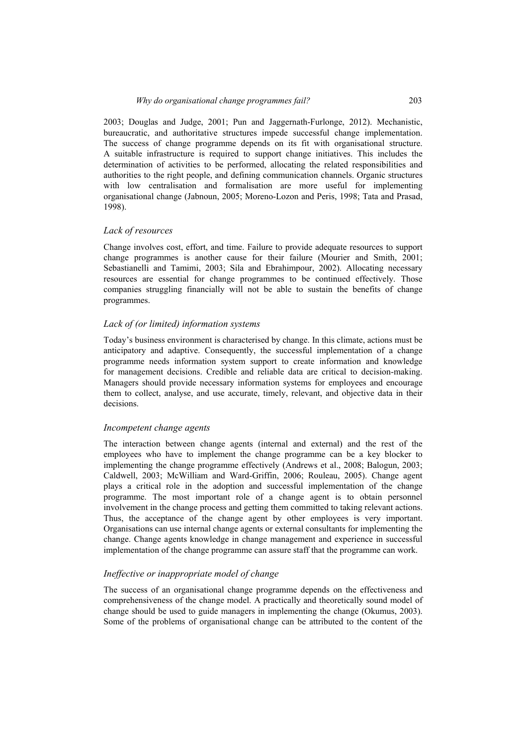2003; Douglas and Judge, 2001; Pun and Jaggernath-Furlonge, 2012). Mechanistic, bureaucratic, and authoritative structures impede successful change implementation. The success of change programme depends on its fit with organisational structure. A suitable infrastructure is required to support change initiatives. This includes the determination of activities to be performed, allocating the related responsibilities and authorities to the right people, and defining communication channels. Organic structures with low centralisation and formalisation are more useful for implementing organisational change (Jabnoun, 2005; Moreno-Lozon and Peris, 1998; Tata and Prasad, 1998).

### *Lack of resources*

Change involves cost, effort, and time. Failure to provide adequate resources to support change programmes is another cause for their failure (Mourier and Smith, 2001; Sebastianelli and Tamimi, 2003; Sila and Ebrahimpour, 2002). Allocating necessary resources are essential for change programmes to be continued effectively. Those companies struggling financially will not be able to sustain the benefits of change programmes.

### *Lack of (or limited) information systems*

Today's business environment is characterised by change. In this climate, actions must be anticipatory and adaptive. Consequently, the successful implementation of a change programme needs information system support to create information and knowledge for management decisions. Credible and reliable data are critical to decision-making. Managers should provide necessary information systems for employees and encourage them to collect, analyse, and use accurate, timely, relevant, and objective data in their decisions.

### *Incompetent change agents*

The interaction between change agents (internal and external) and the rest of the employees who have to implement the change programme can be a key blocker to implementing the change programme effectively (Andrews et al., 2008; Balogun, 2003; Caldwell, 2003; McWilliam and Ward-Griffin, 2006; Rouleau, 2005). Change agent plays a critical role in the adoption and successful implementation of the change programme. The most important role of a change agent is to obtain personnel involvement in the change process and getting them committed to taking relevant actions. Thus, the acceptance of the change agent by other employees is very important. Organisations can use internal change agents or external consultants for implementing the change. Change agents knowledge in change management and experience in successful implementation of the change programme can assure staff that the programme can work.

### *Ineffective or inappropriate model of change*

The success of an organisational change programme depends on the effectiveness and comprehensiveness of the change model. A practically and theoretically sound model of change should be used to guide managers in implementing the change (Okumus, 2003). Some of the problems of organisational change can be attributed to the content of the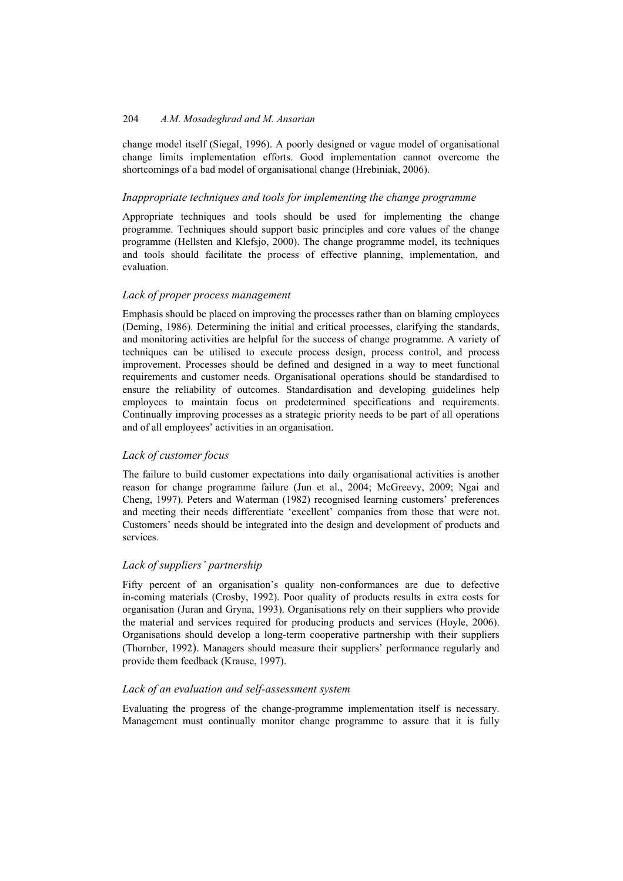change model itself (Siegal, 1996). A poorly designed or vague model of organisational change limits implementation efforts. Good implementation cannot overcome the shortcomings of a bad model of organisational change (Hrebiniak, 2006).

### *Inappropriate techniques and tools for implementing the change programme*

Appropriate techniques and tools should be used for implementing the change programme. Techniques should support basic principles and core values of the change programme (Hellsten and Klefsjo, 2000). The change programme model, its techniques and tools should facilitate the process of effective planning, implementation, and evaluation.

### *Lack of proper process management*

Emphasis should be placed on improving the processes rather than on blaming employees (Deming, 1986). Determining the initial and critical processes, clarifying the standards, and monitoring activities are helpful for the success of change programme. A variety of techniques can be utilised to execute process design, process control, and process improvement. Processes should be defined and designed in a way to meet functional requirements and customer needs. Organisational operations should be standardised to ensure the reliability of outcomes. Standardisation and developing guidelines help employees to maintain focus on predetermined specifications and requirements. Continually improving processes as a strategic priority needs to be part of all operations and of all employees' activities in an organisation.

### *Lack of customer focus*

The failure to build customer expectations into daily organisational activities is another reason for change programme failure (Jun et al., 2004; McGreevy, 2009; Ngai and Cheng, 1997). Peters and Waterman (1982) recognised learning customers' preferences and meeting their needs differentiate 'excellent' companies from those that were not. Customers' needs should be integrated into the design and development of products and services.

### *Lack of suppliers' partnership*

Fifty percent of an organisation's quality non-conformances are due to defective in-coming materials (Crosby, 1992). Poor quality of products results in extra costs for organisation (Juran and Gryna, 1993). Organisations rely on their suppliers who provide the material and services required for producing products and services (Hoyle, 2006). Organisations should develop a long-term cooperative partnership with their suppliers (Thornber, 1992). Managers should measure their suppliers' performance regularly and provide them feedback (Krause, 1997).

### *Lack of an evaluation and self-assessment system*

Evaluating the progress of the change-programme implementation itself is necessary. Management must continually monitor change programme to assure that it is fully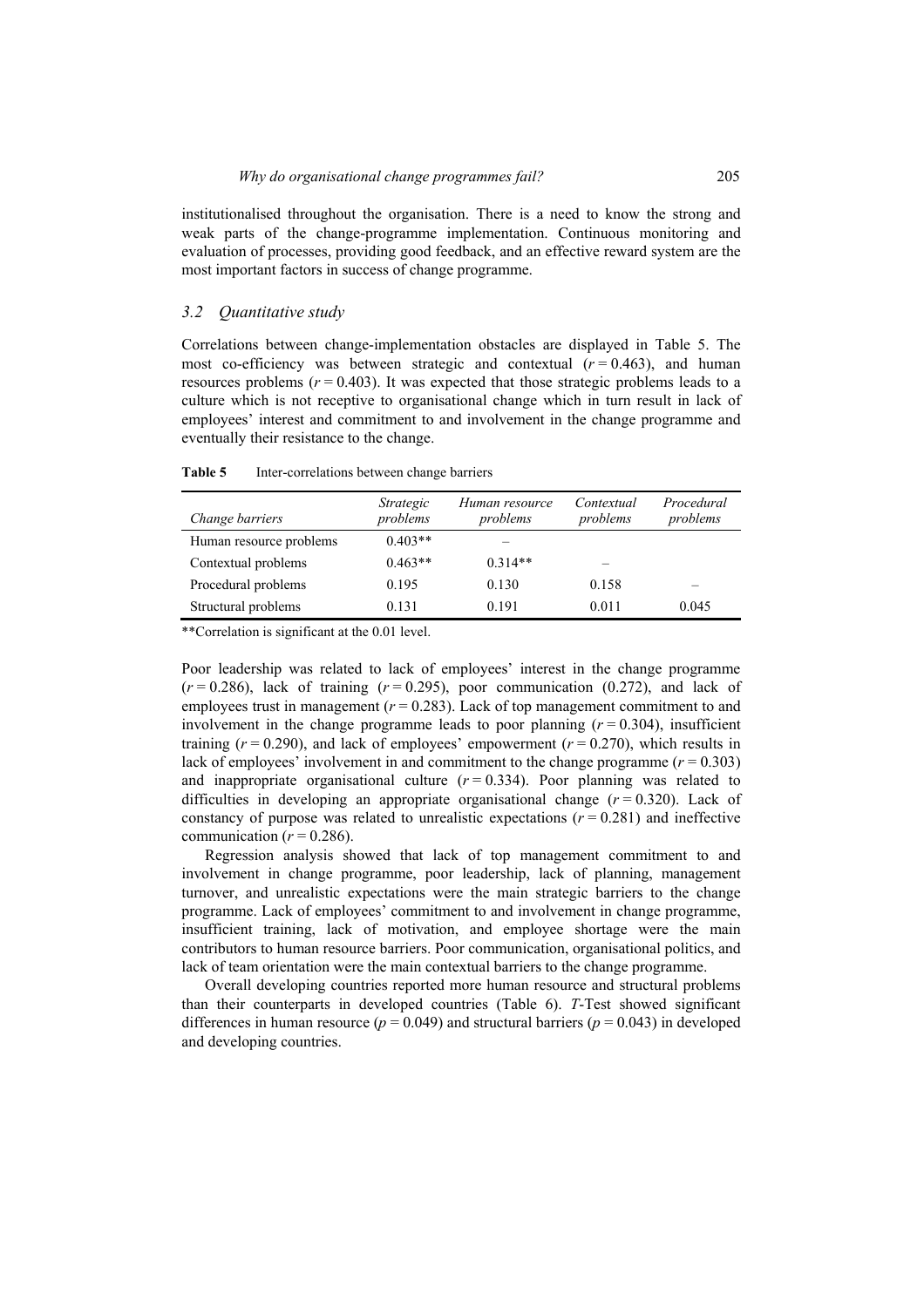institutionalised throughout the organisation. There is a need to know the strong and weak parts of the change-programme implementation. Continuous monitoring and evaluation of processes, providing good feedback, and an effective reward system are the most important factors in success of change programme.

### 3.2 Quantitative study

Correlations between change-implementation obstacles are displayed in Table 5. The most co-efficiency was between strategic and contextual ($r = 0.463$), and human resources problems ($r = 0.403$). It was expected that those strategic problems leads to a culture which is not receptive to organisational change which in turn result in lack of employees' interest and commitment to and involvement in the change programme and eventually their resistance to the change.

**Table 5** Inter-correlations between change barriers

| *Change barriers* | *Strategic problems* | *Human resource problems* | *Contextual problems* | *Procedural problems* |
|---|---|---|---|---|
| Human resource problems | 0.403** | – | | |
| Contextual problems | 0.463** | 0.314** | – | |
| Procedural problems | 0.195 | 0.130 | 0.158 | – |
| Structural problems | 0.131 | 0.191 | 0.011 | 0.045 |

**Correlation is significant at the 0.01 level.

Poor leadership was related to lack of employees' interest in the change programme ($r = 0.286$), lack of training ($r = 0.295$), poor communication (0.272), and lack of employees trust in management ($r = 0.283$). Lack of top management commitment to and involvement in the change programme leads to poor planning ($r = 0.304$), insufficient training ($r = 0.290$), and lack of employees' empowerment ($r = 0.270$), which results in lack of employees' involvement in and commitment to the change programme ($r = 0.303$) and inappropriate organisational culture ($r = 0.334$). Poor planning was related to difficulties in developing an appropriate organisational change ($r = 0.320$). Lack of constancy of purpose was related to unrealistic expectations ($r = 0.281$) and ineffective communication ($r = 0.286$).

Regression analysis showed that lack of top management commitment to and involvement in change programme, poor leadership, lack of planning, management turnover, and unrealistic expectations were the main strategic barriers to the change programme. Lack of employees' commitment to and involvement in change programme, insufficient training, lack of motivation, and employee shortage were the main contributors to human resource barriers. Poor communication, organisational politics, and lack of team orientation were the main contextual barriers to the change programme.

Overall developing countries reported more human resource and structural problems than their counterparts in developed countries (Table 6). *T*-Test showed significant differences in human resource ($p = 0.049$) and structural barriers ($p = 0.043$) in developed and developing countries.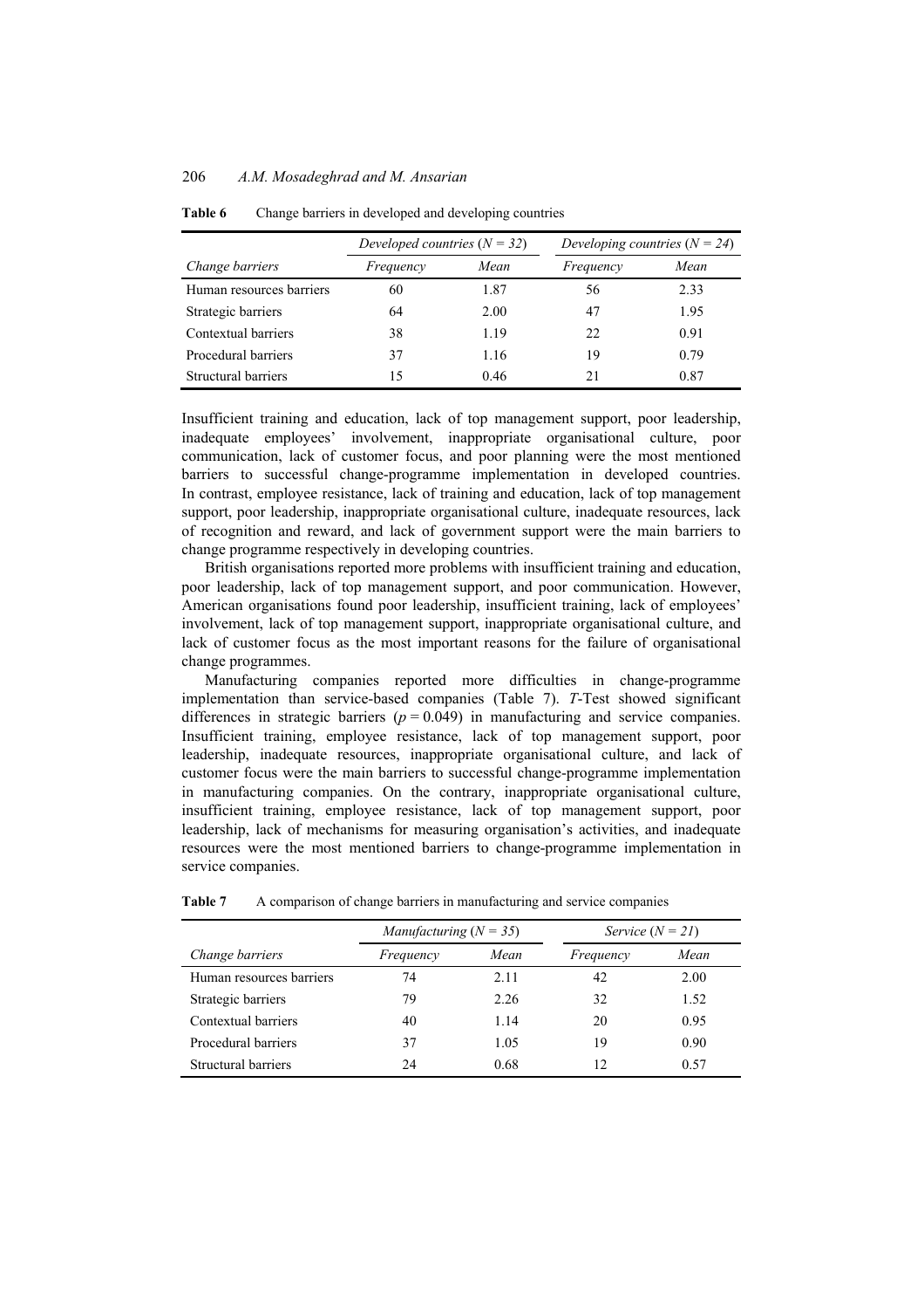**Table 6** Change barriers in developed and developing countries

| | *Developed countries (N = 32)* | | *Developing countries (N = 24)* | |
|---|---|---|---|---|
| *Change barriers* | *Frequency* | *Mean* | *Frequency* | *Mean* |
| Human resources barriers | 60 | 1.87 | 56 | 2.33 |
| Strategic barriers | 64 | 2.00 | 47 | 1.95 |
| Contextual barriers | 38 | 1.19 | 22 | 0.91 |
| Procedural barriers | 37 | 1.16 | 19 | 0.79 |
| Structural barriers | 15 | 0.46 | 21 | 0.87 |

Insufficient training and education, lack of top management support, poor leadership, inadequate employees' involvement, inappropriate organisational culture, poor communication, lack of customer focus, and poor planning were the most mentioned barriers to successful change-programme implementation in developed countries. In contrast, employee resistance, lack of training and education, lack of top management support, poor leadership, inappropriate organisational culture, inadequate resources, lack of recognition and reward, and lack of government support were the main barriers to change programme respectively in developing countries.

British organisations reported more problems with insufficient training and education, poor leadership, lack of top management support, and poor communication. However, American organisations found poor leadership, insufficient training, lack of employees' involvement, lack of top management support, inappropriate organisational culture, and lack of customer focus as the most important reasons for the failure of organisational change programmes.

Manufacturing companies reported more difficulties in change-programme implementation than service-based companies (Table 7). *T*-Test showed significant differences in strategic barriers ($p = 0.049$) in manufacturing and service companies. Insufficient training, employee resistance, lack of top management support, poor leadership, inadequate resources, inappropriate organisational culture, and lack of customer focus were the main barriers to successful change-programme implementation in manufacturing companies. On the contrary, inappropriate organisational culture, insufficient training, employee resistance, lack of top management support, poor leadership, lack of mechanisms for measuring organisation's activities, and inadequate resources were the most mentioned barriers to change-programme implementation in service companies.

**Table 7** A comparison of change barriers in manufacturing and service companies

| | *Manufacturing (N = 35)* | | *Service (N = 21)* | |
|---|---|---|---|---|
| *Change barriers* | *Frequency* | *Mean* | *Frequency* | *Mean* |
| Human resources barriers | 74 | 2.11 | 42 | 2.00 |
| Strategic barriers | 79 | 2.26 | 32 | 1.52 |
| Contextual barriers | 40 | 1.14 | 20 | 0.95 |
| Procedural barriers | 37 | 1.05 | 19 | 0.90 |
| Structural barriers | 24 | 0.68 | 12 | 0.57 |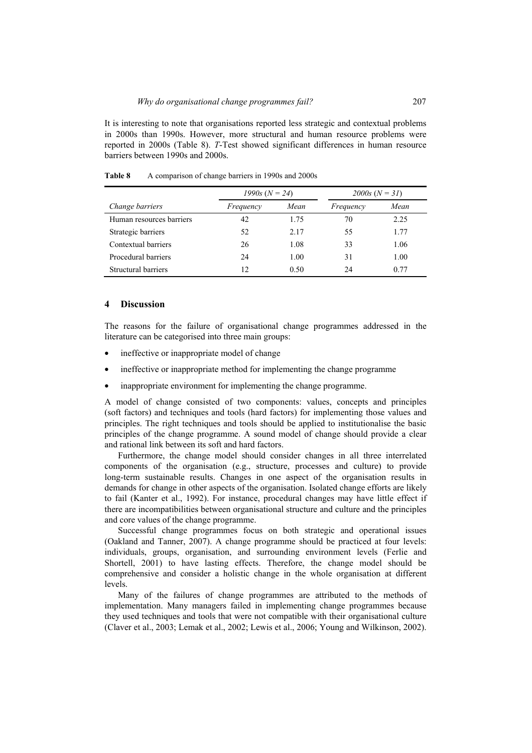It is interesting to note that organisations reported less strategic and contextual problems in 2000s than 1990s. However, more structural and human resource problems were reported in 2000s (Table 8). *T*-Test showed significant differences in human resource barriers between 1990s and 2000s.

**Table 8** A comparison of change barriers in 1990s and 2000s

| | *1990s* (*N = 24*) | | *2000s* (*N = 31*) | |
|---|---|---|---|---|
| *Change barriers* | *Frequency* | *Mean* | *Frequency* | *Mean* |
| Human resources barriers | 42 | 1.75 | 70 | 2.25 |
| Strategic barriers | 52 | 2.17 | 55 | 1.77 |
| Contextual barriers | 26 | 1.08 | 33 | 1.06 |
| Procedural barriers | 24 | 1.00 | 31 | 1.00 |
| Structural barriers | 12 | 0.50 | 24 | 0.77 |

## 4 Discussion

The reasons for the failure of organisational change programmes addressed in the literature can be categorised into three main groups:

- ineffective or inappropriate model of change
- ineffective or inappropriate method for implementing the change programme
- inappropriate environment for implementing the change programme.

A model of change consisted of two components: values, concepts and principles (soft factors) and techniques and tools (hard factors) for implementing those values and principles. The right techniques and tools should be applied to institutionalise the basic principles of the change programme. A sound model of change should provide a clear and rational link between its soft and hard factors.

Furthermore, the change model should consider changes in all three interrelated components of the organisation (e.g., structure, processes and culture) to provide long-term sustainable results. Changes in one aspect of the organisation results in demands for change in other aspects of the organisation. Isolated change efforts are likely to fail (Kanter et al., 1992). For instance, procedural changes may have little effect if there are incompatibilities between organisational structure and culture and the principles and core values of the change programme.

Successful change programmes focus on both strategic and operational issues (Oakland and Tanner, 2007). A change programme should be practiced at four levels: individuals, groups, organisation, and surrounding environment levels (Ferlie and Shortell, 2001) to have lasting effects. Therefore, the change model should be comprehensive and consider a holistic change in the whole organisation at different levels.

Many of the failures of change programmes are attributed to the methods of implementation. Many managers failed in implementing change programmes because they used techniques and tools that were not compatible with their organisational culture (Claver et al., 2003; Lemak et al., 2002; Lewis et al., 2006; Young and Wilkinson, 2002).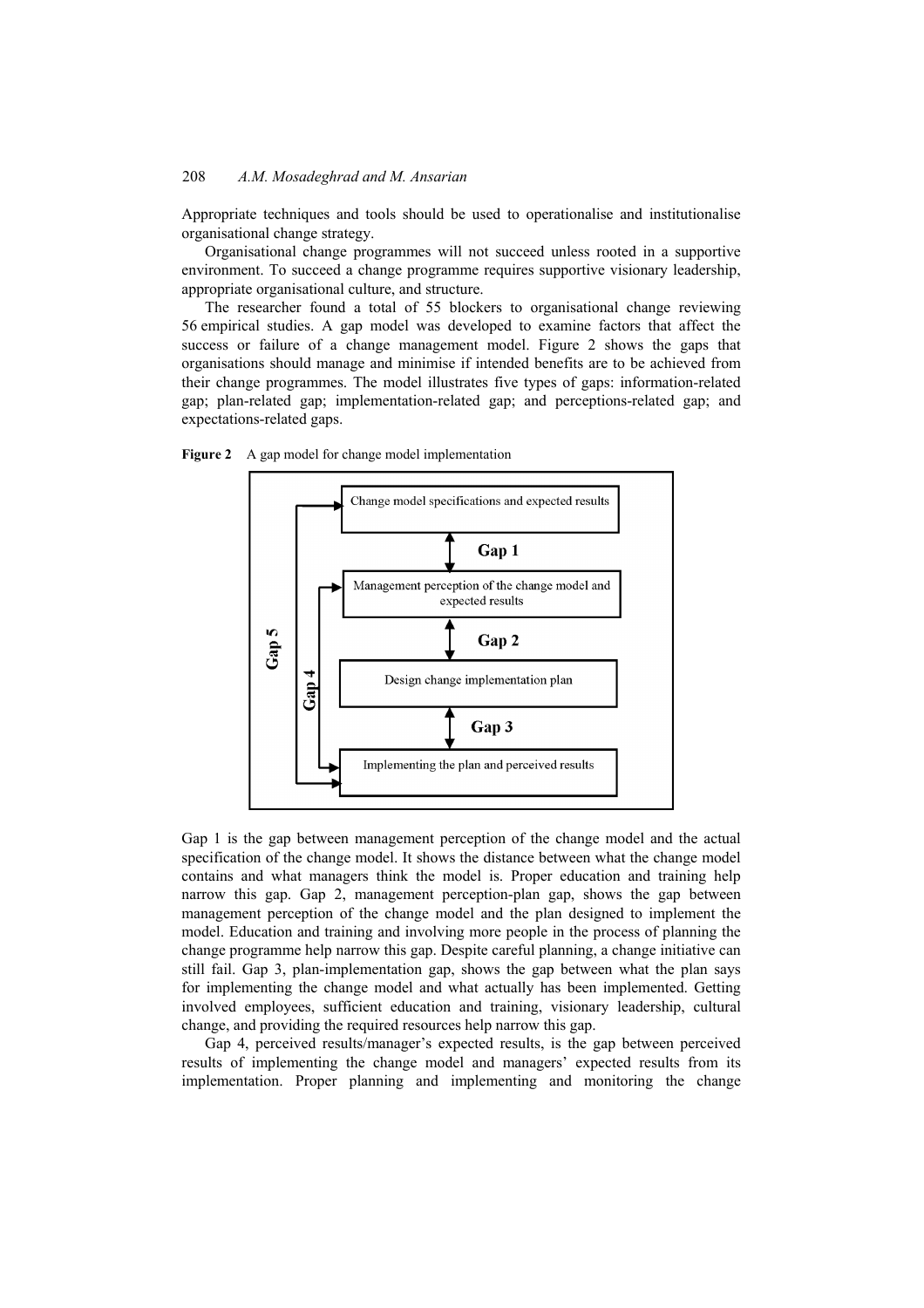Appropriate techniques and tools should be used to operationalise and institutionalise organisational change strategy.

Organisational change programmes will not succeed unless rooted in a supportive environment. To succeed a change programme requires supportive visionary leadership, appropriate organisational culture, and structure.

The researcher found a total of 55 blockers to organisational change reviewing 56 empirical studies. A gap model was developed to examine factors that affect the success or failure of a change management model. Figure 2 shows the gaps that organisations should manage and minimise if intended benefits are to be achieved from their change programmes. The model illustrates five types of gaps: information-related gap; plan-related gap; implementation-related gap; and perceptions-related gap; and expectations-related gaps.

**Figure 2** A gap model for change model implementation

Gap 1 is the gap between management perception of the change model and the actual specification of the change model. It shows the distance between what the change model contains and what managers think the model is. Proper education and training help narrow this gap. Gap 2, management perception-plan gap, shows the gap between management perception of the change model and the plan designed to implement the model. Education and training and involving more people in the process of planning the change programme help narrow this gap. Despite careful planning, a change initiative can still fail. Gap 3, plan-implementation gap, shows the gap between what the plan says for implementing the change model and what actually has been implemented. Getting involved employees, sufficient education and training, visionary leadership, cultural change, and providing the required resources help narrow this gap.

Gap 4, perceived results/manager's expected results, is the gap between perceived results of implementing the change model and managers' expected results from its implementation. Proper planning and implementing and monitoring the change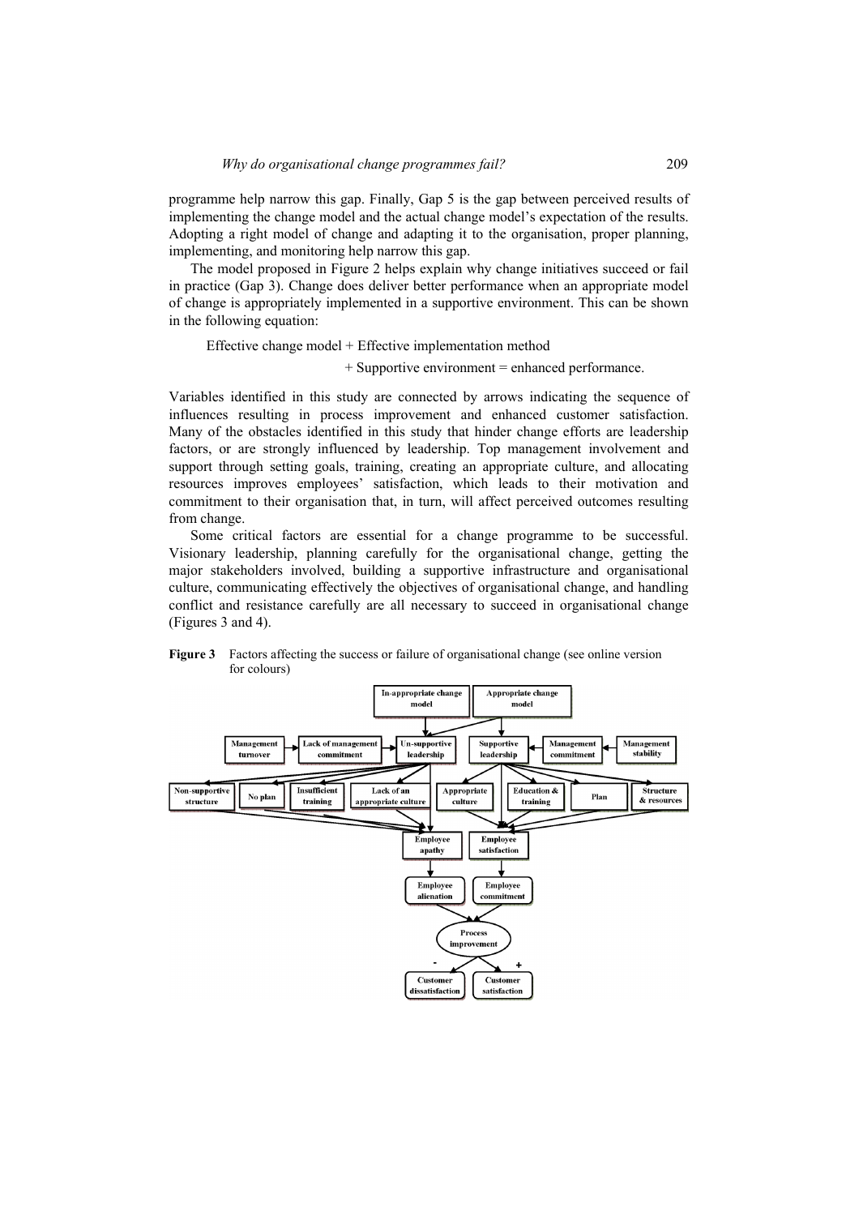programme help narrow this gap. Finally, Gap 5 is the gap between perceived results of implementing the change model and the actual change model's expectation of the results. Adopting a right model of change and adapting it to the organisation, proper planning, implementing, and monitoring help narrow this gap.

The model proposed in Figure 2 helps explain why change initiatives succeed or fail in practice (Gap 3). Change does deliver better performance when an appropriate model of change is appropriately implemented in a supportive environment. This can be shown in the following equation:

$$\text{Effective change model} + \text{Effective implementation method} + \text{Supportive environment} = \text{enhanced performance.}$$

Variables identified in this study are connected by arrows indicating the sequence of influences resulting in process improvement and enhanced customer satisfaction. Many of the obstacles identified in this study that hinder change efforts are leadership factors, or are strongly influenced by leadership. Top management involvement and support through setting goals, training, creating an appropriate culture, and allocating resources improves employees' satisfaction, which leads to their motivation and commitment to their organisation that, in turn, will affect perceived outcomes resulting from change.

Some critical factors are essential for a change programme to be successful. Visionary leadership, planning carefully for the organisational change, getting the major stakeholders involved, building a supportive infrastructure and organisational culture, communicating effectively the objectives of organisational change, and handling conflict and resistance carefully are all necessary to succeed in organisational change (Figures 3 and 4).

**Figure 3** Factors affecting the success or failure of organisational change (see online version for colours)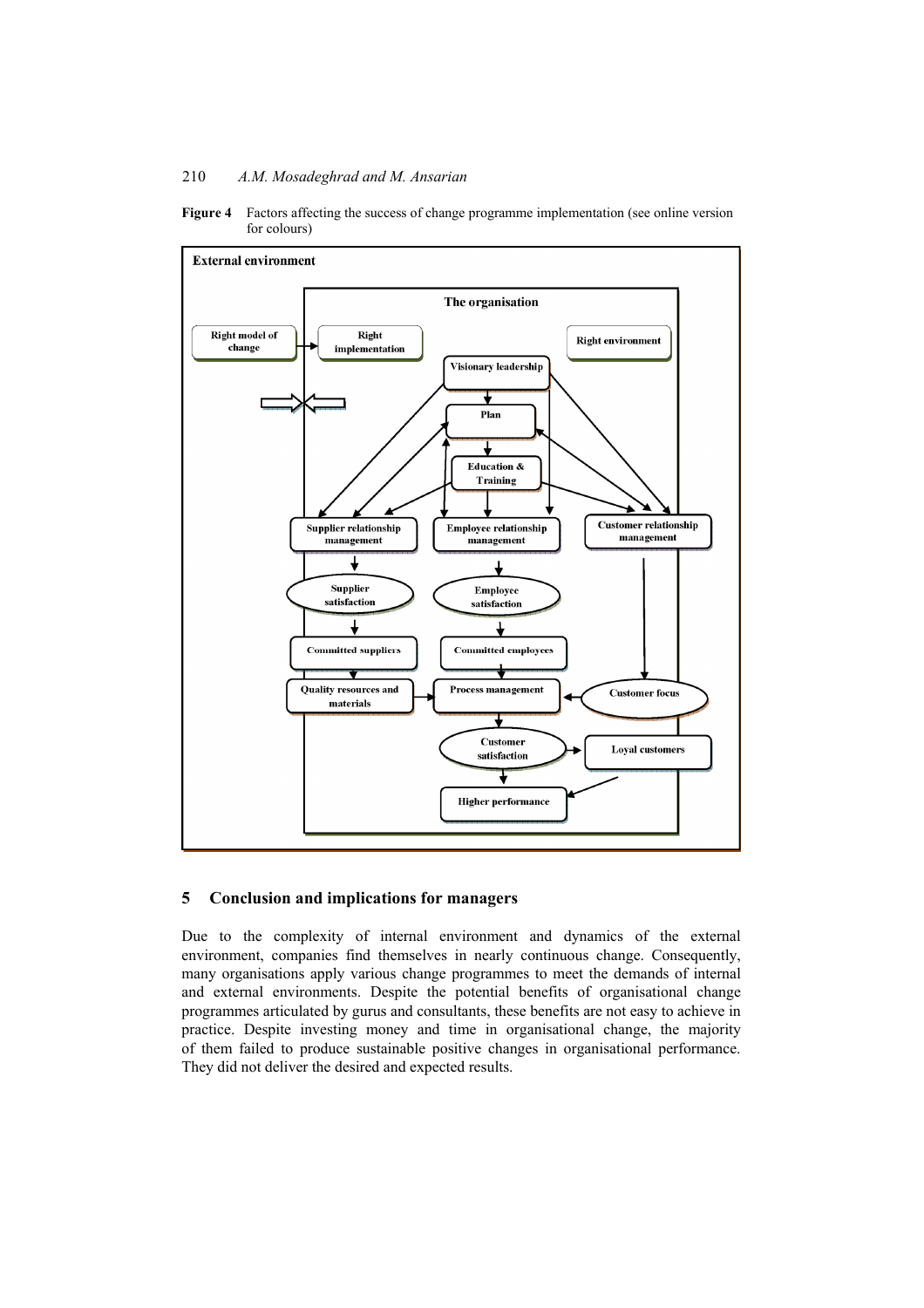**Figure 4** Factors affecting the success of change programme implementation (see online version for colours)

## 5 Conclusion and implications for managers

Due to the complexity of internal environment and dynamics of the external environment, companies find themselves in nearly continuous change. Consequently, many organisations apply various change programmes to meet the demands of internal and external environments. Despite the potential benefits of organisational change programmes articulated by gurus and consultants, these benefits are not easy to achieve in practice. Despite investing money and time in organisational change, the majority of them failed to produce sustainable positive changes in organisational performance. They did not deliver the desired and expected results.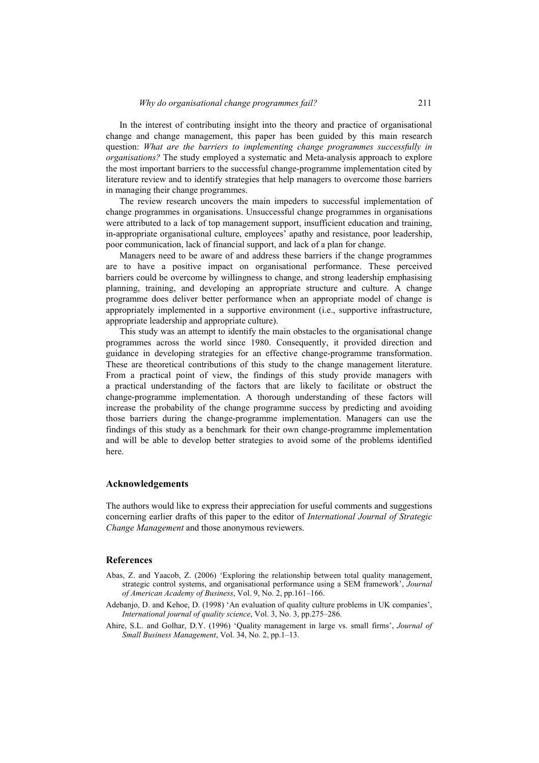In the interest of contributing insight into the theory and practice of organisational change and change management, this paper has been guided by this main research question: *What are the barriers to implementing change programmes successfully in organisations?* The study employed a systematic and Meta-analysis approach to explore the most important barriers to the successful change-programme implementation cited by literature review and to identify strategies that help managers to overcome those barriers in managing their change programmes.

The review research uncovers the main impeders to successful implementation of change programmes in organisations. Unsuccessful change programmes in organisations were attributed to a lack of top management support, insufficient education and training, in-appropriate organisational culture, employees' apathy and resistance, poor leadership, poor communication, lack of financial support, and lack of a plan for change.

Managers need to be aware of and address these barriers if the change programmes are to have a positive impact on organisational performance. These perceived barriers could be overcome by willingness to change, and strong leadership emphasising planning, training, and developing an appropriate structure and culture. A change programme does deliver better performance when an appropriate model of change is appropriately implemented in a supportive environment (i.e., supportive infrastructure, appropriate leadership and appropriate culture).

This study was an attempt to identify the main obstacles to the organisational change programmes across the world since 1980. Consequently, it provided direction and guidance in developing strategies for an effective change-programme transformation. These are theoretical contributions of this study to the change management literature. From a practical point of view, the findings of this study provide managers with a practical understanding of the factors that are likely to facilitate or obstruct the change-programme implementation. A thorough understanding of these factors will increase the probability of the change programme success by predicting and avoiding those barriers during the change-programme implementation. Managers can use the findings of this study as a benchmark for their own change-programme implementation and will be able to develop better strategies to avoid some of the problems identified here.

## Acknowledgements

The authors would like to express their appreciation for useful comments and suggestions concerning earlier drafts of this paper to the editor of *International Journal of Strategic Change Management* and those anonymous reviewers.

## References

Abas, Z. and Yaacob, Z. (2006) 'Exploring the relationship between total quality management, strategic control systems, and organisational performance using a SEM framework', *Journal of American Academy of Business*, Vol. 9, No. 2, pp.161–166.

Adebanjo, D. and Kehoe, D. (1998) 'An evaluation of quality culture problems in UK companies', *International journal of quality science*, Vol. 3, No. 3, pp.275–286.

Ahire, S.L. and Golhar, D.Y. (1996) 'Quality management in large vs. small firms', *Journal of Small Business Management*, Vol. 34, No. 2, pp.1–13.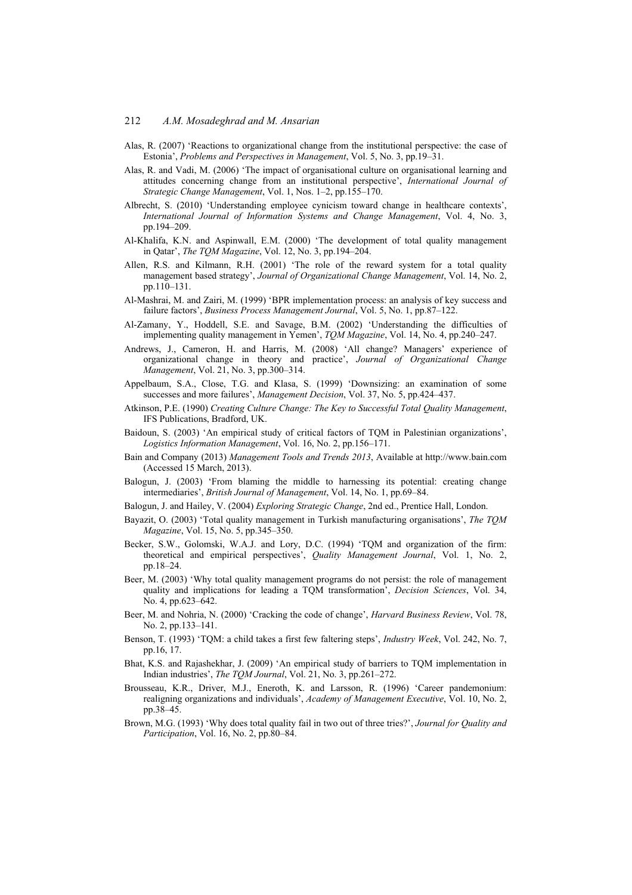Alas, R. (2007) 'Reactions to organizational change from the institutional perspective: the case of Estonia', *Problems and Perspectives in Management*, Vol. 5, No. 3, pp.19–31.

Alas, R. and Vadi, M. (2006) 'The impact of organisational culture on organisational learning and attitudes concerning change from an institutional perspective', *International Journal of Strategic Change Management*, Vol. 1, Nos. 1–2, pp.155–170.

Albrecht, S. (2010) 'Understanding employee cynicism toward change in healthcare contexts', *International Journal of Information Systems and Change Management*, Vol. 4, No. 3, pp.194–209.

Al-Khalifa, K.N. and Aspinwall, E.M. (2000) 'The development of total quality management in Qatar', *The TQM Magazine*, Vol. 12, No. 3, pp.194–204.

Allen, R.S. and Kilmann, R.H. (2001) 'The role of the reward system for a total quality management based strategy', *Journal of Organizational Change Management*, Vol. 14, No. 2, pp.110–131.

Al-Mashrai, M. and Zairi, M. (1999) 'BPR implementation process: an analysis of key success and failure factors', *Business Process Management Journal*, Vol. 5, No. 1, pp.87–122.

Al-Zamany, Y., Hoddell, S.E. and Savage, B.M. (2002) 'Understanding the difficulties of implementing quality management in Yemen', *TQM Magazine*, Vol. 14, No. 4, pp.240–247.

Andrews, J., Cameron, H. and Harris, M. (2008) 'All change? Managers' experience of organizational change in theory and practice', *Journal of Organizational Change Management*, Vol. 21, No. 3, pp.300–314.

Appelbaum, S.A., Close, T.G. and Klasa, S. (1999) 'Downsizing: an examination of some successes and more failures', *Management Decision*, Vol. 37, No. 5, pp.424–437.

Atkinson, P.E. (1990) *Creating Culture Change: The Key to Successful Total Quality Management*, IFS Publications, Bradford, UK.

Baidoun, S. (2003) 'An empirical study of critical factors of TQM in Palestinian organizations', *Logistics Information Management*, Vol. 16, No. 2, pp.156–171.

Bain and Company (2013) *Management Tools and Trends 2013*, Available at http://www.bain.com (Accessed 15 March, 2013).

Balogun, J. (2003) 'From blaming the middle to harnessing its potential: creating change intermediaries', *British Journal of Management*, Vol. 14, No. 1, pp.69–84.

Balogun, J. and Hailey, V. (2004) *Exploring Strategic Change*, 2nd ed., Prentice Hall, London.

Bayazit, O. (2003) 'Total quality management in Turkish manufacturing organisations', *The TQM Magazine*, Vol. 15, No. 5, pp.345–350.

Becker, S.W., Golomski, W.A.J. and Lory, D.C. (1994) 'TQM and organization of the firm: theoretical and empirical perspectives', *Quality Management Journal*, Vol. 1, No. 2, pp.18–24.

Beer, M. (2003) 'Why total quality management programs do not persist: the role of management quality and implications for leading a TQM transformation', *Decision Sciences*, Vol. 34, No. 4, pp.623–642.

Beer, M. and Nohria, N. (2000) 'Cracking the code of change', *Harvard Business Review*, Vol. 78, No. 2, pp.133–141.

Benson, T. (1993) 'TQM: a child takes a first few faltering steps', *Industry Week*, Vol. 242, No. 7, pp.16, 17.

Bhat, K.S. and Rajashekhar, J. (2009) 'An empirical study of barriers to TQM implementation in Indian industries', *The TQM Journal*, Vol. 21, No. 3, pp.261–272.

Brousseau, K.R., Driver, M.J., Eneroth, K. and Larsson, R. (1996) 'Career pandemonium: realigning organizations and individuals', *Academy of Management Executive*, Vol. 10, No. 2, pp.38–45.

Brown, M.G. (1993) 'Why does total quality fail in two out of three tries?', *Journal for Quality and Participation*, Vol. 16, No. 2, pp.80–84.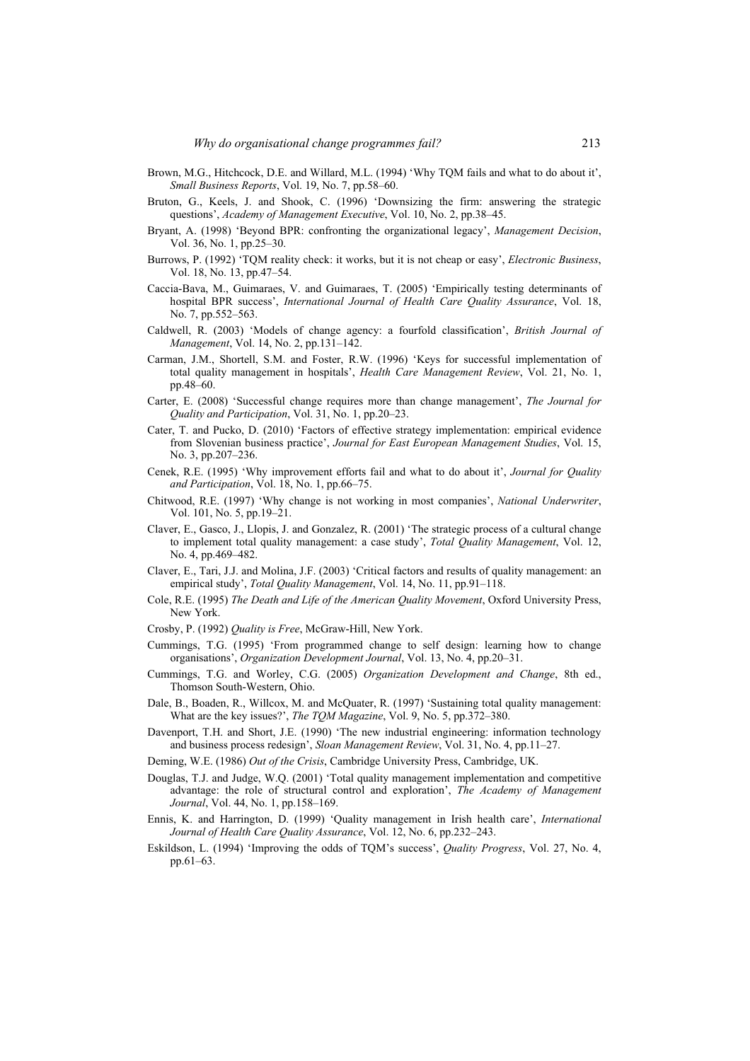Brown, M.G., Hitchcock, D.E. and Willard, M.L. (1994) 'Why TQM fails and what to do about it', *Small Business Reports*, Vol. 19, No. 7, pp.58–60.

Bruton, G., Keels, J. and Shook, C. (1996) 'Downsizing the firm: answering the strategic questions', *Academy of Management Executive*, Vol. 10, No. 2, pp.38–45.

Bryant, A. (1998) 'Beyond BPR: confronting the organizational legacy', *Management Decision*, Vol. 36, No. 1, pp.25–30.

Burrows, P. (1992) 'TQM reality check: it works, but it is not cheap or easy', *Electronic Business*, Vol. 18, No. 13, pp.47–54.

Caccia-Bava, M., Guimaraes, V. and Guimaraes, T. (2005) 'Empirically testing determinants of hospital BPR success', *International Journal of Health Care Quality Assurance*, Vol. 18, No. 7, pp.552–563.

Caldwell, R. (2003) 'Models of change agency: a fourfold classification', *British Journal of Management*, Vol. 14, No. 2, pp.131–142.

Carman, J.M., Shortell, S.M. and Foster, R.W. (1996) 'Keys for successful implementation of total quality management in hospitals', *Health Care Management Review*, Vol. 21, No. 1, pp.48–60.

Carter, E. (2008) 'Successful change requires more than change management', *The Journal for Quality and Participation*, Vol. 31, No. 1, pp.20–23.

Cater, T. and Pucko, D. (2010) 'Factors of effective strategy implementation: empirical evidence from Slovenian business practice', *Journal for East European Management Studies*, Vol. 15, No. 3, pp.207–236.

Cenek, R.E. (1995) 'Why improvement efforts fail and what to do about it', *Journal for Quality and Participation*, Vol. 18, No. 1, pp.66–75.

Chitwood, R.E. (1997) 'Why change is not working in most companies', *National Underwriter*, Vol. 101, No. 5, pp.19–21.

Claver, E., Gasco, J., Llopis, J. and Gonzalez, R. (2001) 'The strategic process of a cultural change to implement total quality management: a case study', *Total Quality Management*, Vol. 12, No. 4, pp.469–482.

Claver, E., Tari, J.J. and Molina, J.F. (2003) 'Critical factors and results of quality management: an empirical study', *Total Quality Management*, Vol. 14, No. 11, pp.91–118.

Cole, R.E. (1995) *The Death and Life of the American Quality Movement*, Oxford University Press, New York.

Crosby, P. (1992) *Quality is Free*, McGraw-Hill, New York.

Cummings, T.G. (1995) 'From programmed change to self design: learning how to change organisations', *Organization Development Journal*, Vol. 13, No. 4, pp.20–31.

Cummings, T.G. and Worley, C.G. (2005) *Organization Development and Change*, 8th ed., Thomson South-Western, Ohio.

Dale, B., Boaden, R., Willcox, M. and McQuater, R. (1997) 'Sustaining total quality management: What are the key issues?', *The TQM Magazine*, Vol. 9, No. 5, pp.372–380.

Davenport, T.H. and Short, J.E. (1990) 'The new industrial engineering: information technology and business process redesign', *Sloan Management Review*, Vol. 31, No. 4, pp.11–27.

Deming, W.E. (1986) *Out of the Crisis*, Cambridge University Press, Cambridge, UK.

Douglas, T.J. and Judge, W.Q. (2001) 'Total quality management implementation and competitive advantage: the role of structural control and exploration', *The Academy of Management Journal*, Vol. 44, No. 1, pp.158–169.

Ennis, K. and Harrington, D. (1999) 'Quality management in Irish health care', *International Journal of Health Care Quality Assurance*, Vol. 12, No. 6, pp.232–243.

Eskildson, L. (1994) 'Improving the odds of TQM's success', *Quality Progress*, Vol. 27, No. 4, pp.61–63.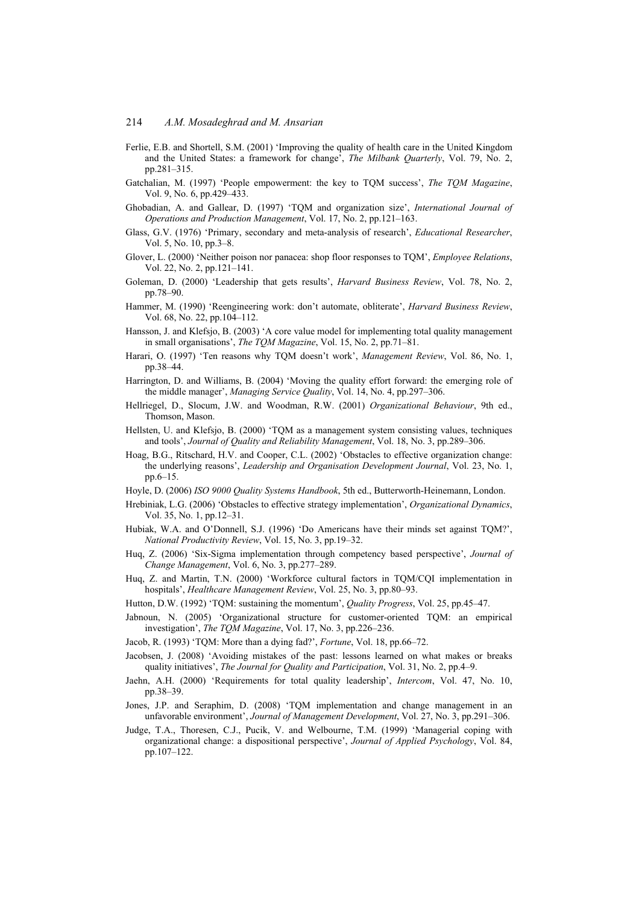Ferlie, E.B. and Shortell, S.M. (2001) 'Improving the quality of health care in the United Kingdom and the United States: a framework for change', *The Milbank Quarterly*, Vol. 79, No. 2, pp.281–315.

Gatchalian, M. (1997) 'People empowerment: the key to TQM success', *The TQM Magazine*, Vol. 9, No. 6, pp.429–433.

Ghobadian, A. and Gallear, D. (1997) 'TQM and organization size', *International Journal of Operations and Production Management*, Vol. 17, No. 2, pp.121–163.

Glass, G.V. (1976) 'Primary, secondary and meta-analysis of research', *Educational Researcher*, Vol. 5, No. 10, pp.3–8.

Glover, L. (2000) 'Neither poison nor panacea: shop floor responses to TQM', *Employee Relations*, Vol. 22, No. 2, pp.121–141.

Goleman, D. (2000) 'Leadership that gets results', *Harvard Business Review*, Vol. 78, No. 2, pp.78–90.

Hammer, M. (1990) 'Reengineering work: don't automate, obliterate', *Harvard Business Review*, Vol. 68, No. 22, pp.104–112.

Hansson, J. and Klefsjo, B. (2003) 'A core value model for implementing total quality management in small organisations', *The TQM Magazine*, Vol. 15, No. 2, pp.71–81.

Harari, O. (1997) 'Ten reasons why TQM doesn't work', *Management Review*, Vol. 86, No. 1, pp.38–44.

Harrington, D. and Williams, B. (2004) 'Moving the quality effort forward: the emerging role of the middle manager', *Managing Service Quality*, Vol. 14, No. 4, pp.297–306.

Hellriegel, D., Slocum, J.W. and Woodman, R.W. (2001) *Organizational Behaviour*, 9th ed., Thomson, Mason.

Hellsten, U. and Klefsjo, B. (2000) 'TQM as a management system consisting values, techniques and tools', *Journal of Quality and Reliability Management*, Vol. 18, No. 3, pp.289–306.

Hoag, B.G., Ritschard, H.V. and Cooper, C.L. (2002) 'Obstacles to effective organization change: the underlying reasons', *Leadership and Organisation Development Journal*, Vol. 23, No. 1, pp.6–15.

Hoyle, D. (2006) *ISO 9000 Quality Systems Handbook*, 5th ed., Butterworth-Heinemann, London.

Hrebiniak, L.G. (2006) 'Obstacles to effective strategy implementation', *Organizational Dynamics*, Vol. 35, No. 1, pp.12–31.

Hubiak, W.A. and O'Donnell, S.J. (1996) 'Do Americans have their minds set against TQM?', *National Productivity Review*, Vol. 15, No. 3, pp.19–32.

Huq, Z. (2006) 'Six-Sigma implementation through competency based perspective', *Journal of Change Management*, Vol. 6, No. 3, pp.277–289.

Huq, Z. and Martin, T.N. (2000) 'Workforce cultural factors in TQM/CQI implementation in hospitals', *Healthcare Management Review*, Vol. 25, No. 3, pp.80–93.

Hutton, D.W. (1992) 'TQM: sustaining the momentum', *Quality Progress*, Vol. 25, pp.45–47.

Jabnoun, N. (2005) 'Organizational structure for customer-oriented TQM: an empirical investigation', *The TQM Magazine*, Vol. 17, No. 3, pp.226–236.

Jacob, R. (1993) 'TQM: More than a dying fad?', *Fortune*, Vol. 18, pp.66–72.

Jacobsen, J. (2008) 'Avoiding mistakes of the past: lessons learned on what makes or breaks quality initiatives', *The Journal for Quality and Participation*, Vol. 31, No. 2, pp.4–9.

Jaehn, A.H. (2000) 'Requirements for total quality leadership', *Intercom*, Vol. 47, No. 10, pp.38–39.

Jones, J.P. and Seraphim, D. (2008) 'TQM implementation and change management in an unfavorable environment', *Journal of Management Development*, Vol. 27, No. 3, pp.291–306.

Judge, T.A., Thoresen, C.J., Pucik, V. and Welbourne, T.M. (1999) 'Managerial coping with organizational change: a dispositional perspective', *Journal of Applied Psychology*, Vol. 84, pp.107–122.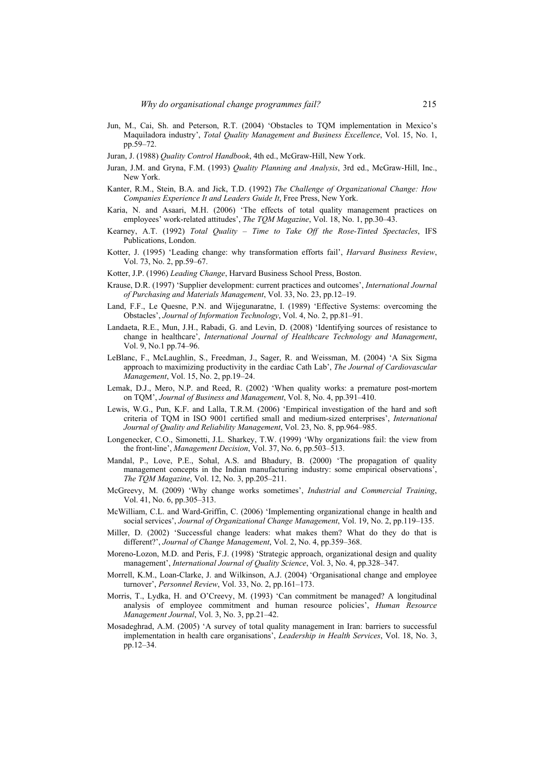Jun, M., Cai, Sh. and Peterson, R.T. (2004) 'Obstacles to TQM implementation in Mexico's Maquiladora industry', *Total Quality Management and Business Excellence*, Vol. 15, No. 1, pp.59–72.

Juran, J. (1988) *Quality Control Handbook*, 4th ed., McGraw-Hill, New York.

Juran, J.M. and Gryna, F.M. (1993) *Quality Planning and Analysis*, 3rd ed., McGraw-Hill, Inc., New York.

Kanter, R.M., Stein, B.A. and Jick, T.D. (1992) *The Challenge of Organizational Change: How Companies Experience It and Leaders Guide It*, Free Press, New York.

Karia, N. and Asaari, M.H. (2006) 'The effects of total quality management practices on employees' work-related attitudes', *The TQM Magazine*, Vol. 18, No. 1, pp.30–43.

Kearney, A.T. (1992) *Total Quality – Time to Take Off the Rose-Tinted Spectacles*, IFS Publications, London.

Kotter, J. (1995) 'Leading change: why transformation efforts fail', *Harvard Business Review*, Vol. 73, No. 2, pp.59–67.

Kotter, J.P. (1996) *Leading Change*, Harvard Business School Press, Boston.

Krause, D.R. (1997) 'Supplier development: current practices and outcomes', *International Journal of Purchasing and Materials Management*, Vol. 33, No. 23, pp.12–19.

Land, F.F., Le Quesne, P.N. and Wijegunaratne, I. (1989) 'Effective Systems: overcoming the Obstacles', *Journal of Information Technology*, Vol. 4, No. 2, pp.81–91.

Landaeta, R.E., Mun, J.H., Rabadi, G. and Levin, D. (2008) 'Identifying sources of resistance to change in healthcare', *International Journal of Healthcare Technology and Management*, Vol. 9, No.1 pp.74–96.

LeBlanc, F., McLaughlin, S., Freedman, J., Sager, R. and Weissman, M. (2004) 'A Six Sigma approach to maximizing productivity in the cardiac Cath Lab', *The Journal of Cardiovascular Management*, Vol. 15, No. 2, pp.19–24.

Lemak, D.J., Mero, N.P. and Reed, R. (2002) 'When quality works: a premature post-mortem on TQM', *Journal of Business and Management*, Vol. 8, No. 4, pp.391–410.

Lewis, W.G., Pun, K.F. and Lalla, T.R.M. (2006) 'Empirical investigation of the hard and soft criteria of TQM in ISO 9001 certified small and medium-sized enterprises', *International Journal of Quality and Reliability Management*, Vol. 23, No. 8, pp.964–985.

Longenecker, C.O., Simonetti, J.L. Sharkey, T.W. (1999) 'Why organizations fail: the view from the front-line', *Management Decision*, Vol. 37, No. 6, pp.503–513.

Mandal, P., Love, P.E., Sohal, A.S. and Bhadury, B. (2000) 'The propagation of quality management concepts in the Indian manufacturing industry: some empirical observations', *The TQM Magazine*, Vol. 12, No. 3, pp.205–211.

McGreevy, M. (2009) 'Why change works sometimes', *Industrial and Commercial Training*, Vol. 41, No. 6, pp.305–313.

McWilliam, C.L. and Ward-Griffin, C. (2006) 'Implementing organizational change in health and social services', *Journal of Organizational Change Management*, Vol. 19, No. 2, pp.119–135.

Miller, D. (2002) 'Successful change leaders: what makes them? What do they do that is different?', *Journal of Change Management*, Vol. 2, No. 4, pp.359–368.

Moreno-Lozon, M.D. and Peris, F.J. (1998) 'Strategic approach, organizational design and quality management', *International Journal of Quality Science*, Vol. 3, No. 4, pp.328–347.

Morrell, K.M., Loan-Clarke, J. and Wilkinson, A.J. (2004) 'Organisational change and employee turnover', *Personnel Review*, Vol. 33, No. 2, pp.161–173.

Morris, T., Lydka, H. and O'Creevy, M. (1993) 'Can commitment be managed? A longitudinal analysis of employee commitment and human resource policies', *Human Resource Management Journal*, Vol. 3, No. 3, pp.21–42.

Mosadeghrad, A.M. (2005) 'A survey of total quality management in Iran: barriers to successful implementation in health care organisations', *Leadership in Health Services*, Vol. 18, No. 3, pp.12–34.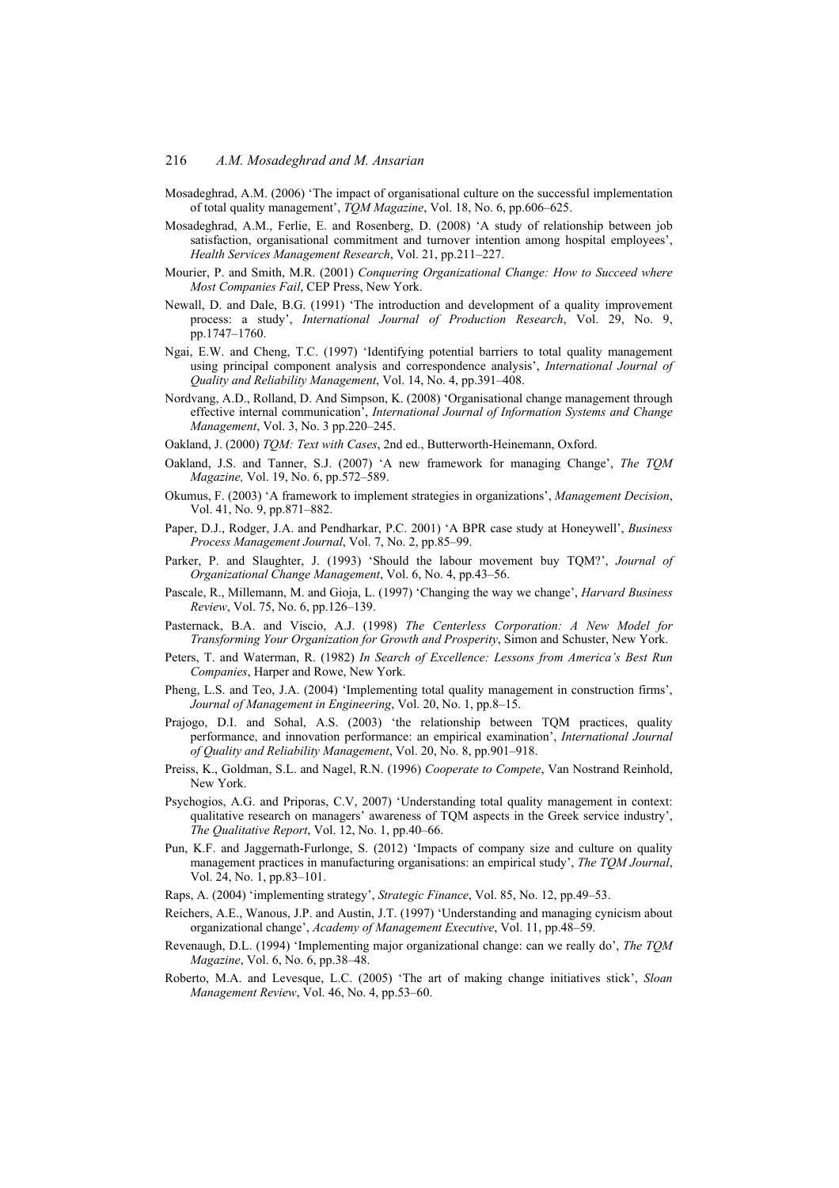Mosadeghrad, A.M. (2006) 'The impact of organisational culture on the successful implementation of total quality management', *TQM Magazine*, Vol. 18, No. 6, pp.606–625.

Mosadeghrad, A.M., Ferlie, E. and Rosenberg, D. (2008) 'A study of relationship between job satisfaction, organisational commitment and turnover intention among hospital employees', *Health Services Management Research*, Vol. 21, pp.211–227.

Mourier, P. and Smith, M.R. (2001) *Conquering Organizational Change: How to Succeed where Most Companies Fail*, CEP Press, New York.

Newall, D. and Dale, B.G. (1991) 'The introduction and development of a quality improvement process: a study', *International Journal of Production Research*, Vol. 29, No. 9, pp.1747–1760.

Ngai, E.W. and Cheng, T.C. (1997) 'Identifying potential barriers to total quality management using principal component analysis and correspondence analysis', *International Journal of Quality and Reliability Management*, Vol. 14, No. 4, pp.391–408.

Nordvang, A.D., Rolland, D. And Simpson, K. (2008) 'Organisational change management through effective internal communication', *International Journal of Information Systems and Change Management*, Vol. 3, No. 3 pp.220–245.

Oakland, J. (2000) *TQM: Text with Cases*, 2nd ed., Butterworth-Heinemann, Oxford.

Oakland, J.S. and Tanner, S.J. (2007) 'A new framework for managing Change', *The TQM Magazine,* Vol. 19, No. 6, pp.572–589.

Okumus, F. (2003) 'A framework to implement strategies in organizations', *Management Decision*, Vol. 41, No. 9, pp.871–882.

Paper, D.J., Rodger, J.A. and Pendharkar, P.C. 2001) 'A BPR case study at Honeywell', *Business Process Management Journal*, Vol. 7, No. 2, pp.85–99.

Parker, P. and Slaughter, J. (1993) 'Should the labour movement buy TQM?', *Journal of Organizational Change Management*, Vol. 6, No. 4, pp.43–56.

Pascale, R., Millemann, M. and Gioja, L. (1997) 'Changing the way we change', *Harvard Business Review*, Vol. 75, No. 6, pp.126–139.

Pasternack, B.A. and Viscio, A.J. (1998) *The Centerless Corporation: A New Model for Transforming Your Organization for Growth and Prosperity*, Simon and Schuster, New York.

Peters, T. and Waterman, R. (1982) *In Search of Excellence: Lessons from America's Best Run Companies*, Harper and Rowe, New York.

Pheng, L.S. and Teo, J.A. (2004) 'Implementing total quality management in construction firms', *Journal of Management in Engineering*, Vol. 20, No. 1, pp.8–15.

Prajogo, D.I. and Sohal, A.S. (2003) 'the relationship between TQM practices, quality performance, and innovation performance: an empirical examination', *International Journal of Quality and Reliability Management*, Vol. 20, No. 8, pp.901–918.

Preiss, K., Goldman, S.L. and Nagel, R.N. (1996) *Cooperate to Compete*, Van Nostrand Reinhold, New York.

Psychogios, A.G. and Priporas, C.V, 2007) 'Understanding total quality management in context: qualitative research on managers' awareness of TQM aspects in the Greek service industry', *The Qualitative Report*, Vol. 12, No. 1, pp.40–66.

Pun, K.F. and Jaggernath-Furlonge, S. (2012) 'Impacts of company size and culture on quality management practices in manufacturing organisations: an empirical study', *The TQM Journal*, Vol. 24, No. 1, pp.83–101.

Raps, A. (2004) 'implementing strategy', *Strategic Finance*, Vol. 85, No. 12, pp.49–53.

Reichers, A.E., Wanous, J.P. and Austin, J.T. (1997) 'Understanding and managing cynicism about organizational change', *Academy of Management Executive*, Vol. 11, pp.48–59.

Revenaugh, D.L. (1994) 'Implementing major organizational change: can we really do', *The TQM Magazine*, Vol. 6, No. 6, pp.38–48.

Roberto, M.A. and Levesque, L.C. (2005) 'The art of making change initiatives stick', *Sloan Management Review*, Vol. 46, No. 4, pp.53–60.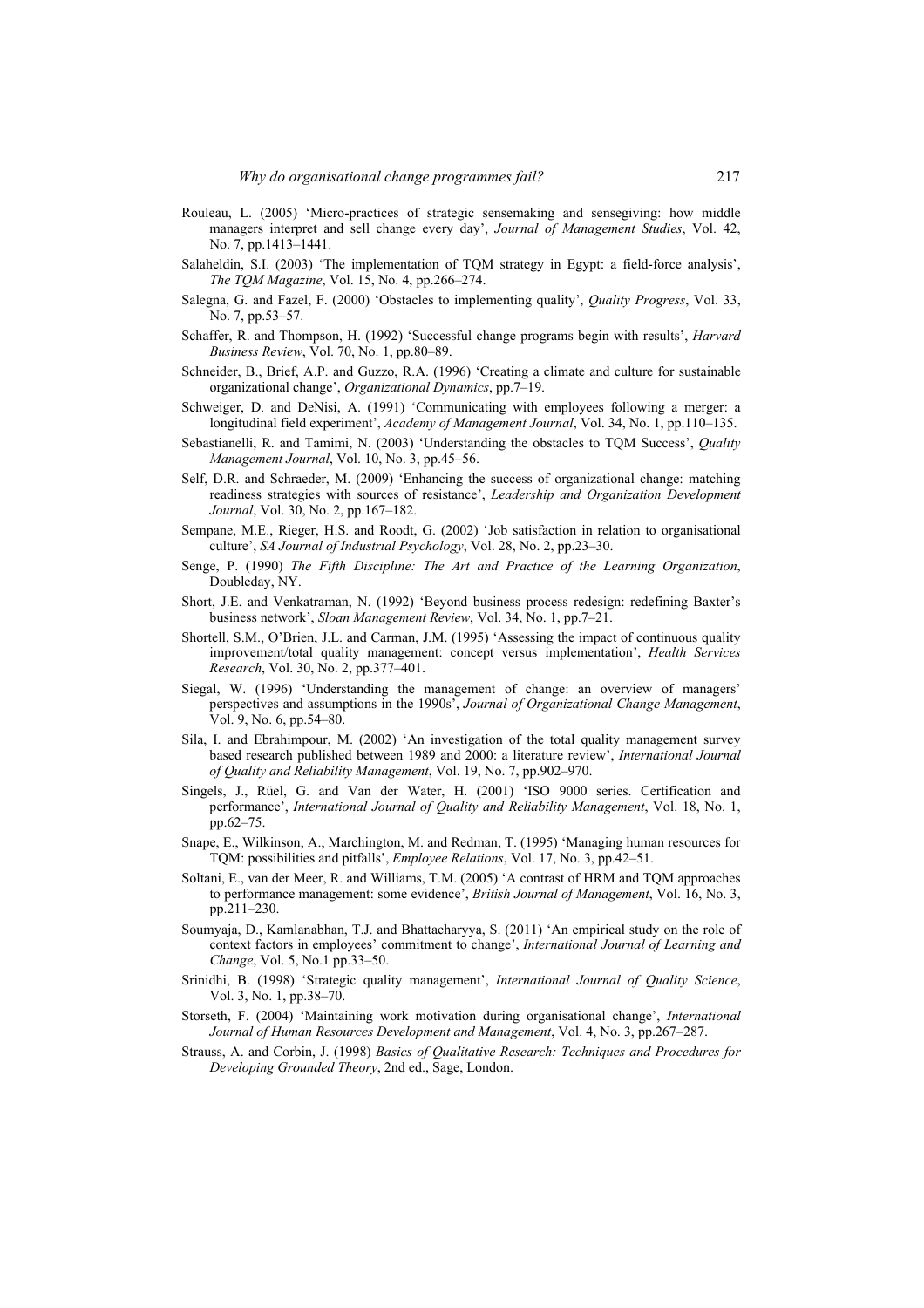Rouleau, L. (2005) 'Micro-practices of strategic sensemaking and sensegiving: how middle managers interpret and sell change every day', *Journal of Management Studies*, Vol. 42, No. 7, pp.1413–1441.

Salaheldin, S.I. (2003) 'The implementation of TQM strategy in Egypt: a field-force analysis', *The TQM Magazine*, Vol. 15, No. 4, pp.266–274.

Salegna, G. and Fazel, F. (2000) 'Obstacles to implementing quality', *Quality Progress*, Vol. 33, No. 7, pp.53–57.

Schaffer, R. and Thompson, H. (1992) 'Successful change programs begin with results', *Harvard Business Review*, Vol. 70, No. 1, pp.80–89.

Schneider, B., Brief, A.P. and Guzzo, R.A. (1996) 'Creating a climate and culture for sustainable organizational change', *Organizational Dynamics*, pp.7–19.

Schweiger, D. and DeNisi, A. (1991) 'Communicating with employees following a merger: a longitudinal field experiment', *Academy of Management Journal*, Vol. 34, No. 1, pp.110–135.

Sebastianelli, R. and Tamimi, N. (2003) 'Understanding the obstacles to TQM Success', *Quality Management Journal*, Vol. 10, No. 3, pp.45–56.

Self, D.R. and Schraeder, M. (2009) 'Enhancing the success of organizational change: matching readiness strategies with sources of resistance', *Leadership and Organization Development Journal*, Vol. 30, No. 2, pp.167–182.

Sempane, M.E., Rieger, H.S. and Roodt, G. (2002) 'Job satisfaction in relation to organisational culture', *SA Journal of Industrial Psychology*, Vol. 28, No. 2, pp.23–30.

Senge, P. (1990) *The Fifth Discipline: The Art and Practice of the Learning Organization*, Doubleday, NY.

Short, J.E. and Venkatraman, N. (1992) 'Beyond business process redesign: redefining Baxter's business network', *Sloan Management Review*, Vol. 34, No. 1, pp.7–21.

Shortell, S.M., O'Brien, J.L. and Carman, J.M. (1995) 'Assessing the impact of continuous quality improvement/total quality management: concept versus implementation', *Health Services Research*, Vol. 30, No. 2, pp.377–401.

Siegal, W. (1996) 'Understanding the management of change: an overview of managers' perspectives and assumptions in the 1990s', *Journal of Organizational Change Management*, Vol. 9, No. 6, pp.54–80.

Sila, I. and Ebrahimpour, M. (2002) 'An investigation of the total quality management survey based research published between 1989 and 2000: a literature review', *International Journal of Quality and Reliability Management*, Vol. 19, No. 7, pp.902–970.

Singels, J., Rüel, G. and Van der Water, H. (2001) 'ISO 9000 series. Certification and performance', *International Journal of Quality and Reliability Management*, Vol. 18, No. 1, pp.62–75.

Snape, E., Wilkinson, A., Marchington, M. and Redman, T. (1995) 'Managing human resources for TQM: possibilities and pitfalls', *Employee Relations*, Vol. 17, No. 3, pp.42–51.

Soltani, E., van der Meer, R. and Williams, T.M. (2005) 'A contrast of HRM and TQM approaches to performance management: some evidence', *British Journal of Management*, Vol. 16, No. 3, pp.211–230.

Soumyaja, D., Kamlanabhan, T.J. and Bhattacharyya, S. (2011) 'An empirical study on the role of context factors in employees' commitment to change', *International Journal of Learning and Change*, Vol. 5, No.1 pp.33–50.

Srinidhi, B. (1998) 'Strategic quality management', *International Journal of Quality Science*, Vol. 3, No. 1, pp.38–70.

Storseth, F. (2004) 'Maintaining work motivation during organisational change', *International Journal of Human Resources Development and Management*, Vol. 4, No. 3, pp.267–287.

Strauss, A. and Corbin, J. (1998) *Basics of Qualitative Research: Techniques and Procedures for Developing Grounded Theory*, 2nd ed., Sage, London.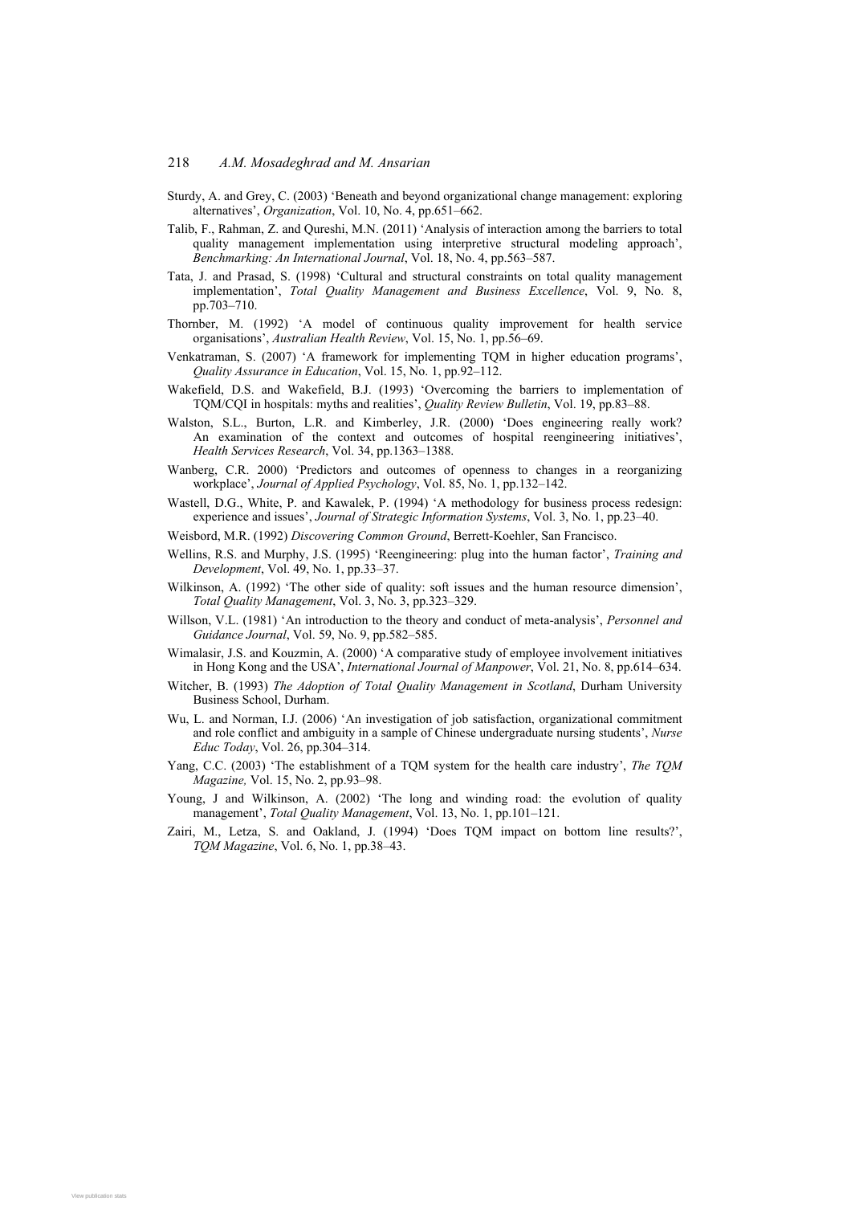Sturdy, A. and Grey, C. (2003) 'Beneath and beyond organizational change management: exploring alternatives', *Organization*, Vol. 10, No. 4, pp.651–662.

Talib, F., Rahman, Z. and Qureshi, M.N. (2011) 'Analysis of interaction among the barriers to total quality management implementation using interpretive structural modeling approach', *Benchmarking: An International Journal*, Vol. 18, No. 4, pp.563–587.

Tata, J. and Prasad, S. (1998) 'Cultural and structural constraints on total quality management implementation', *Total Quality Management and Business Excellence*, Vol. 9, No. 8, pp.703–710.

Thornber, M. (1992) 'A model of continuous quality improvement for health service organisations', *Australian Health Review*, Vol. 15, No. 1, pp.56–69.

Venkatraman, S. (2007) 'A framework for implementing TQM in higher education programs', *Quality Assurance in Education*, Vol. 15, No. 1, pp.92–112.

Wakefield, D.S. and Wakefield, B.J. (1993) 'Overcoming the barriers to implementation of TQM/CQI in hospitals: myths and realities', *Quality Review Bulletin*, Vol. 19, pp.83–88.

Walston, S.L., Burton, L.R. and Kimberley, J.R. (2000) 'Does engineering really work? An examination of the context and outcomes of hospital reengineering initiatives', *Health Services Research*, Vol. 34, pp.1363–1388.

Wanberg, C.R. 2000) 'Predictors and outcomes of openness to changes in a reorganizing workplace', *Journal of Applied Psychology*, Vol. 85, No. 1, pp.132–142.

Wastell, D.G., White, P. and Kawalek, P. (1994) 'A methodology for business process redesign: experience and issues', *Journal of Strategic Information Systems*, Vol. 3, No. 1, pp.23–40.

Weisbord, M.R. (1992) *Discovering Common Ground*, Berrett-Koehler, San Francisco.

Wellins, R.S. and Murphy, J.S. (1995) 'Reengineering: plug into the human factor', *Training and Development*, Vol. 49, No. 1, pp.33–37.

Wilkinson, A. (1992) 'The other side of quality: soft issues and the human resource dimension', *Total Quality Management*, Vol. 3, No. 3, pp.323–329.

Willson, V.L. (1981) 'An introduction to the theory and conduct of meta-analysis', *Personnel and Guidance Journal*, Vol. 59, No. 9, pp.582–585.

Wimalasir, J.S. and Kouzmin, A. (2000) 'A comparative study of employee involvement initiatives in Hong Kong and the USA', *International Journal of Manpower*, Vol. 21, No. 8, pp.614–634.

Witcher, B. (1993) *The Adoption of Total Quality Management in Scotland*, Durham University Business School, Durham.

Wu, L. and Norman, I.J. (2006) 'An investigation of job satisfaction, organizational commitment and role conflict and ambiguity in a sample of Chinese undergraduate nursing students', *Nurse Educ Today*, Vol. 26, pp.304–314.

Yang, C.C. (2003) 'The establishment of a TQM system for the health care industry', *The TQM Magazine,* Vol. 15, No. 2, pp.93–98.

Young, J and Wilkinson, A. (2002) 'The long and winding road: the evolution of quality management', *Total Quality Management*, Vol. 13, No. 1, pp.101–121.

Zairi, M., Letza, S. and Oakland, J. (1994) 'Does TQM impact on bottom line results?', *TQM Magazine*, Vol. 6, No. 1, pp.38–43.